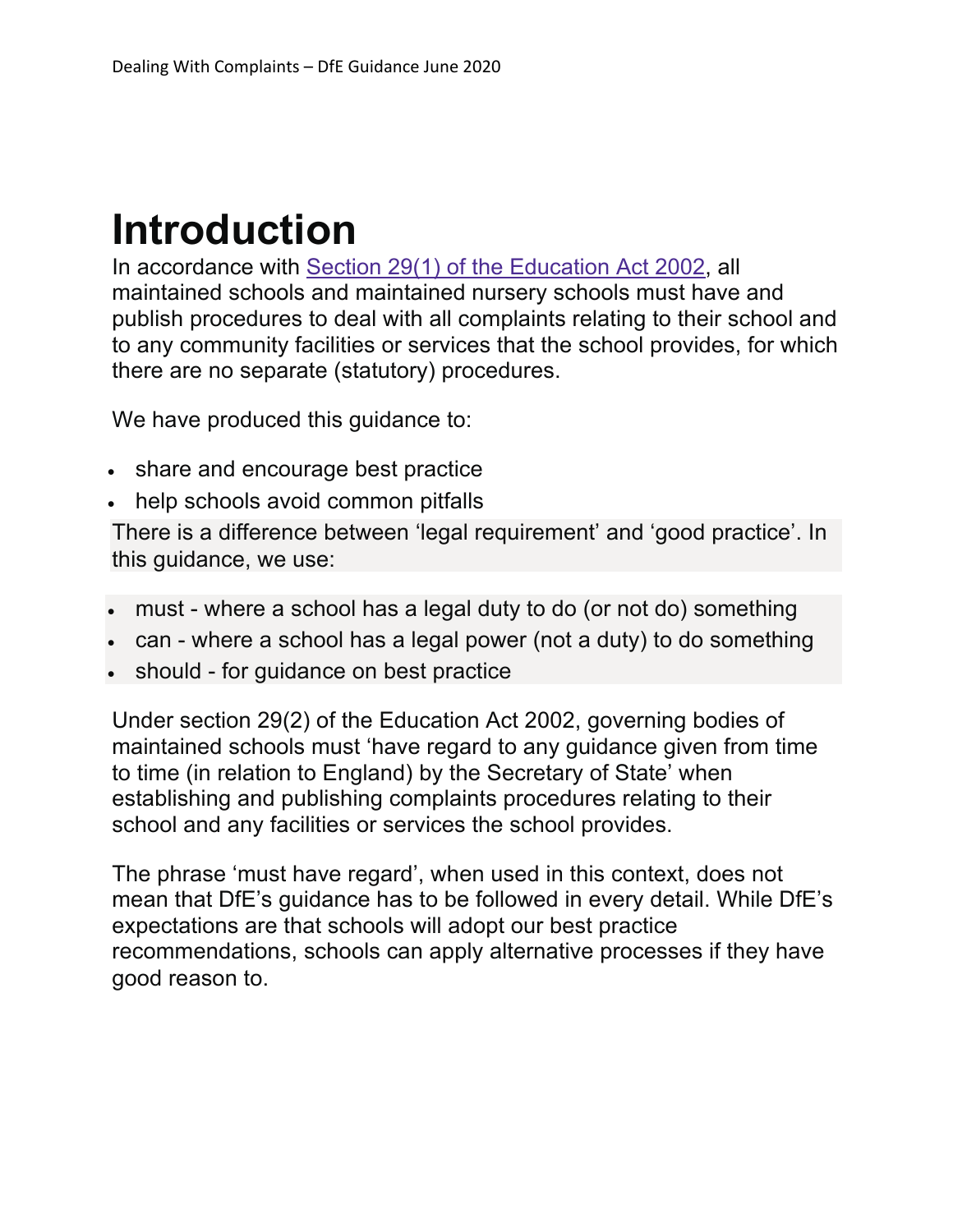# Introduction

In accordance with [Section 29(1) of the Education Act 2002](), all maintained schools and maintained nursery schools must have and publish procedures to deal with all complaints relating to their school and to any community facilities or services that the school provides, for which there are no separate (statutory) procedures.

We have produced this guidance to:

- share and encourage best practice
- help schools avoid common pitfalls

There is a difference between 'legal requirement' and 'good practice'. In this guidance, we use:

- must - where a school has a legal duty to do (or not do) something
- can - where a school has a legal power (not a duty) to do something
- should - for guidance on best practice

Under section 29(2) of the Education Act 2002, governing bodies of maintained schools must 'have regard to any guidance given from time to time (in relation to England) by the Secretary of State' when establishing and publishing complaints procedures relating to their school and any facilities or services the school provides.

The phrase 'must have regard', when used in this context, does not mean that DfE's guidance has to be followed in every detail. While DfE's expectations are that schools will adopt our best practice recommendations, schools can apply alternative processes if they have good reason to.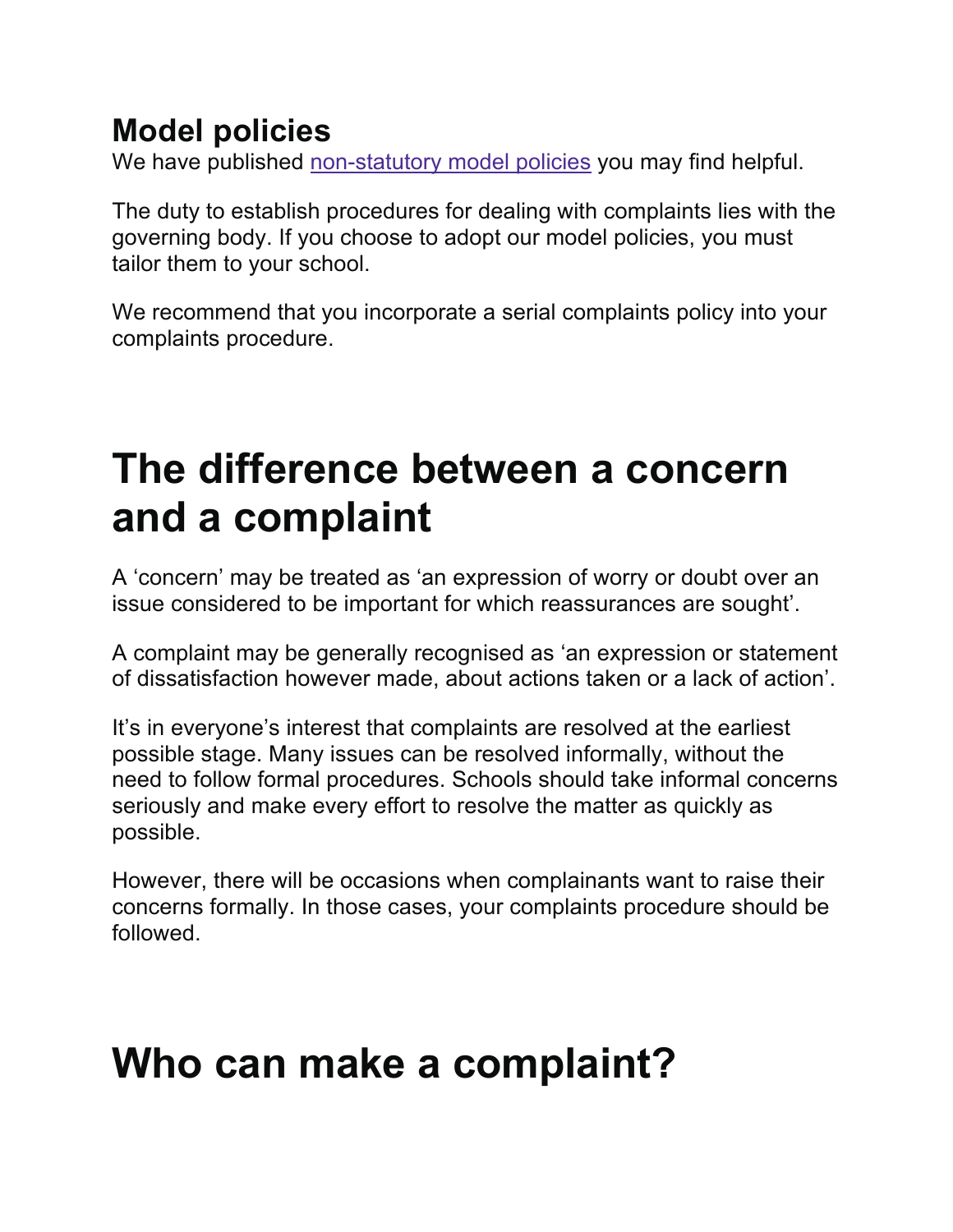## Model policies

We have published [non-statutory model policies](non-statutory model policies) you may find helpful.

The duty to establish procedures for dealing with complaints lies with the governing body. If you choose to adopt our model policies, you must tailor them to your school.

We recommend that you incorporate a serial complaints policy into your complaints procedure.

# The difference between a concern and a complaint

A 'concern' may be treated as 'an expression of worry or doubt over an issue considered to be important for which reassurances are sought'.

A complaint may be generally recognised as 'an expression or statement of dissatisfaction however made, about actions taken or a lack of action'.

It's in everyone's interest that complaints are resolved at the earliest possible stage. Many issues can be resolved informally, without the need to follow formal procedures. Schools should take informal concerns seriously and make every effort to resolve the matter as quickly as possible.

However, there will be occasions when complainants want to raise their concerns formally. In those cases, your complaints procedure should be followed.

# Who can make a complaint?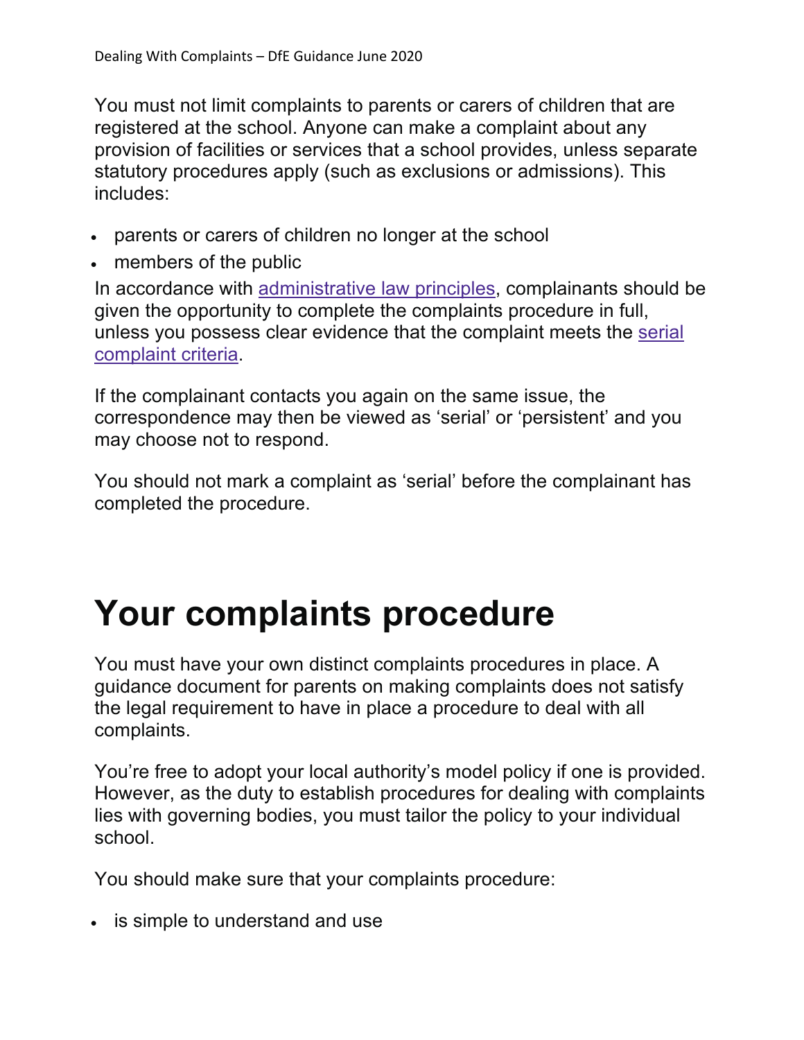You must not limit complaints to parents or carers of children that are registered at the school. Anyone can make a complaint about any provision of facilities or services that a school provides, unless separate statutory procedures apply (such as exclusions or admissions). This includes:

- parents or carers of children no longer at the school
- members of the public

In accordance with administrative law principles, complainants should be given the opportunity to complete the complaints procedure in full, unless you possess clear evidence that the complaint meets the serial complaint criteria.

If the complainant contacts you again on the same issue, the correspondence may then be viewed as 'serial' or 'persistent' and you may choose not to respond.

You should not mark a complaint as 'serial' before the complainant has completed the procedure.

# Your complaints procedure

You must have your own distinct complaints procedures in place. A guidance document for parents on making complaints does not satisfy the legal requirement to have in place a procedure to deal with all complaints.

You're free to adopt your local authority's model policy if one is provided. However, as the duty to establish procedures for dealing with complaints lies with governing bodies, you must tailor the policy to your individual school.

You should make sure that your complaints procedure:

- is simple to understand and use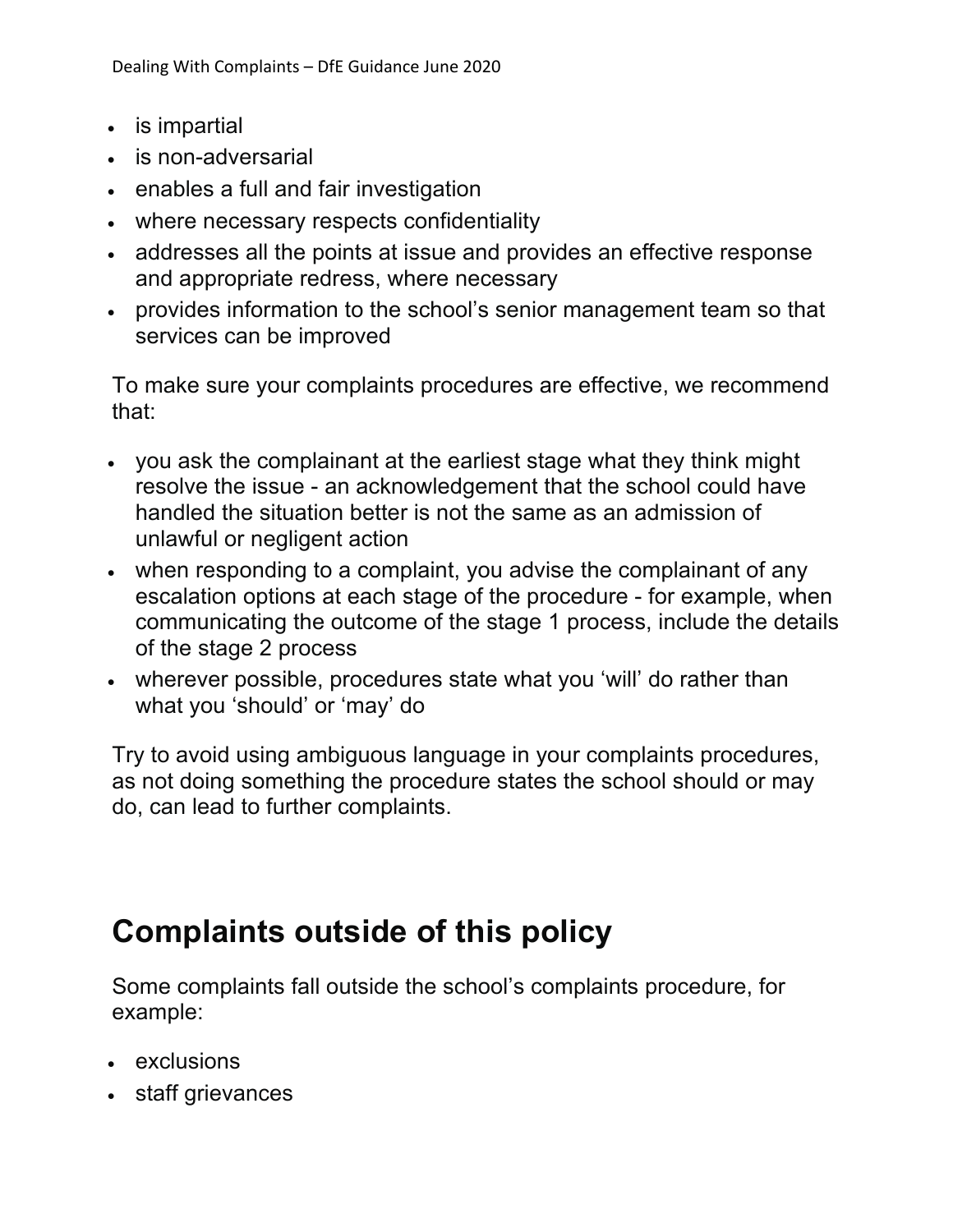- is impartial
- is non-adversarial
- enables a full and fair investigation
- where necessary respects confidentiality
- addresses all the points at issue and provides an effective response and appropriate redress, where necessary
- provides information to the school's senior management team so that services can be improved

To make sure your complaints procedures are effective, we recommend that:

- you ask the complainant at the earliest stage what they think might resolve the issue - an acknowledgement that the school could have handled the situation better is not the same as an admission of unlawful or negligent action
- when responding to a complaint, you advise the complainant of any escalation options at each stage of the procedure - for example, when communicating the outcome of the stage 1 process, include the details of the stage 2 process
- wherever possible, procedures state what you 'will' do rather than what you 'should' or 'may' do

Try to avoid using ambiguous language in your complaints procedures, as not doing something the procedure states the school should or may do, can lead to further complaints.

## Complaints outside of this policy

Some complaints fall outside the school's complaints procedure, for example:

- exclusions
- staff grievances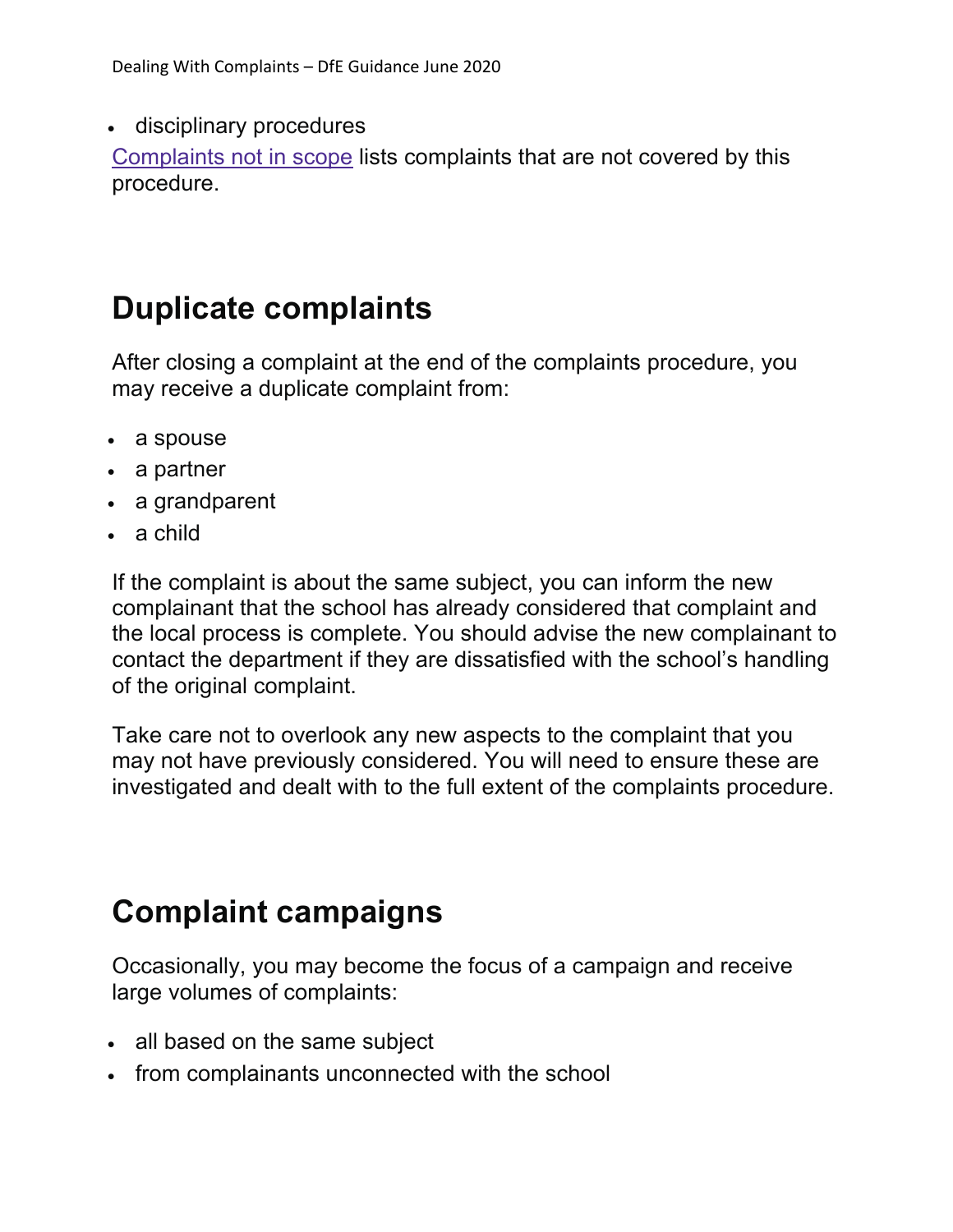- disciplinary procedures

[Complaints not in scope](#) lists complaints that are not covered by this procedure.

## Duplicate complaints

After closing a complaint at the end of the complaints procedure, you may receive a duplicate complaint from:

- a spouse
- a partner
- a grandparent
- a child

If the complaint is about the same subject, you can inform the new complainant that the school has already considered that complaint and the local process is complete. You should advise the new complainant to contact the department if they are dissatisfied with the school's handling of the original complaint.

Take care not to overlook any new aspects to the complaint that you may not have previously considered. You will need to ensure these are investigated and dealt with to the full extent of the complaints procedure.

## Complaint campaigns

Occasionally, you may become the focus of a campaign and receive large volumes of complaints:

- all based on the same subject
- from complainants unconnected with the school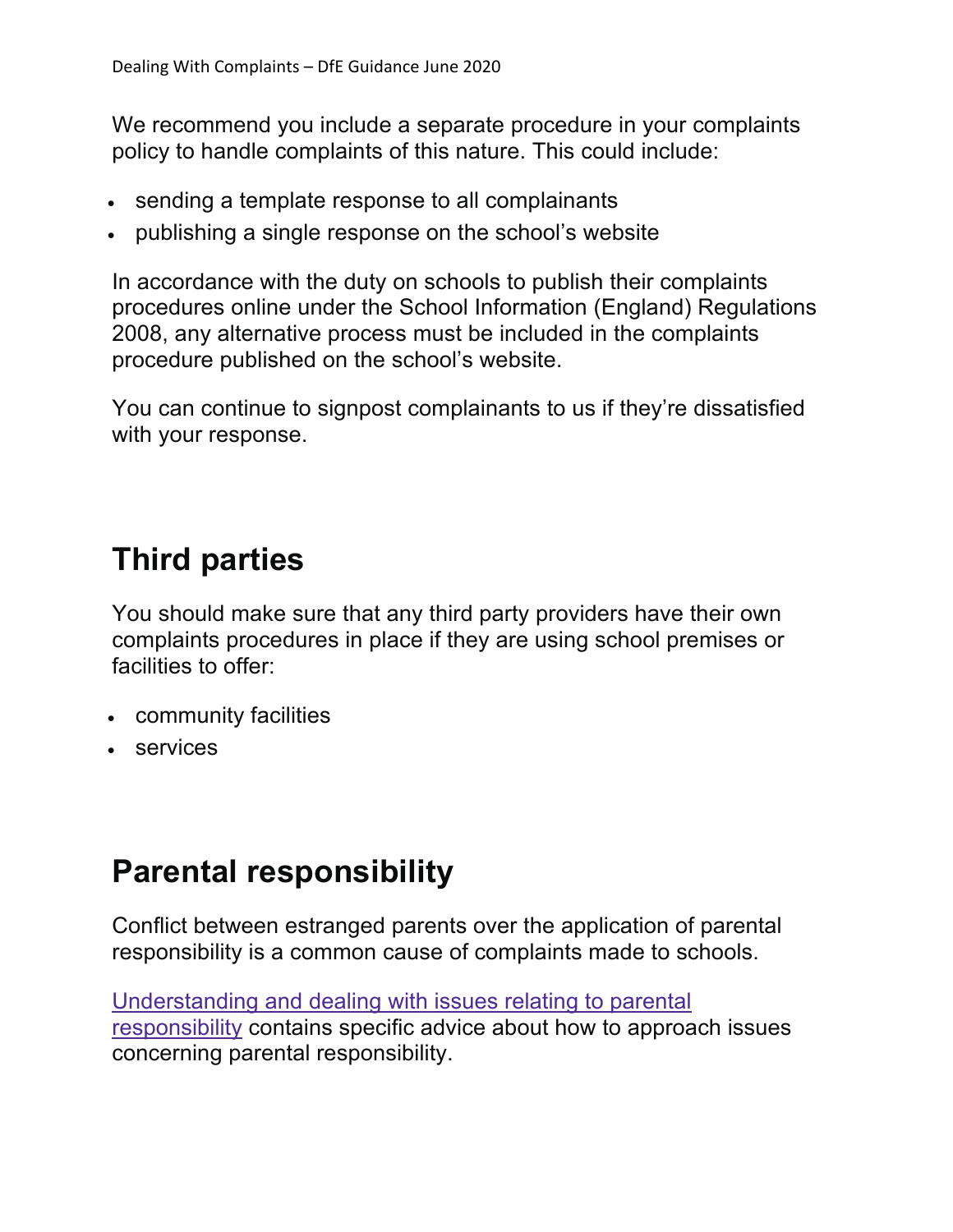We recommend you include a separate procedure in your complaints policy to handle complaints of this nature. This could include:

- sending a template response to all complainants
- publishing a single response on the school's website

In accordance with the duty on schools to publish their complaints procedures online under the School Information (England) Regulations 2008, any alternative process must be included in the complaints procedure published on the school's website.

You can continue to signpost complainants to us if they're dissatisfied with your response.

## Third parties

You should make sure that any third party providers have their own complaints procedures in place if they are using school premises or facilities to offer:

- community facilities
- services

## Parental responsibility

Conflict between estranged parents over the application of parental responsibility is a common cause of complaints made to schools.

Understanding and dealing with issues relating to parental responsibility contains specific advice about how to approach issues concerning parental responsibility.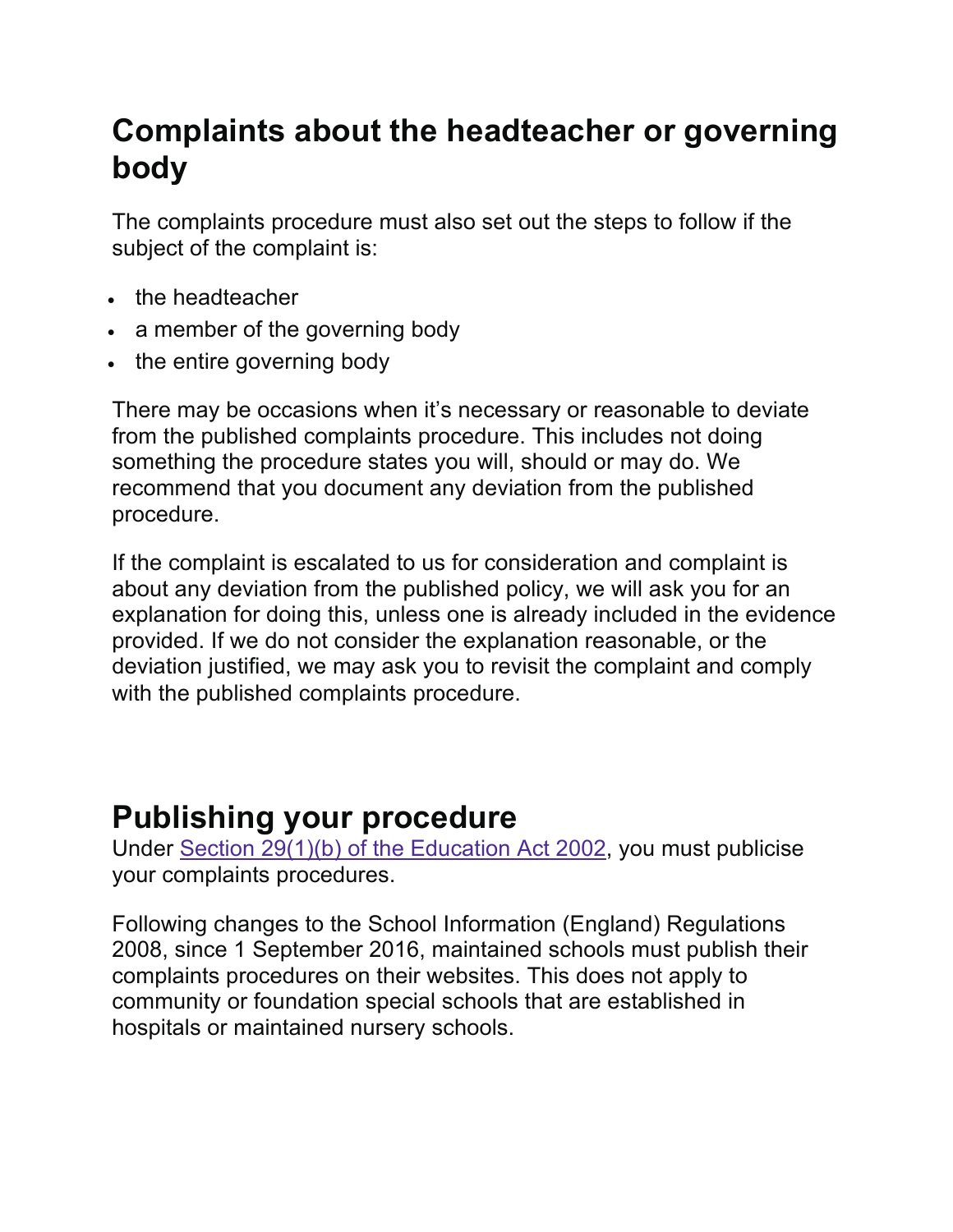## Complaints about the headteacher or governing body

The complaints procedure must also set out the steps to follow if the subject of the complaint is:

- the headteacher
- a member of the governing body
- the entire governing body

There may be occasions when it's necessary or reasonable to deviate from the published complaints procedure. This includes not doing something the procedure states you will, should or may do. We recommend that you document any deviation from the published procedure.

If the complaint is escalated to us for consideration and complaint is about any deviation from the published policy, we will ask you for an explanation for doing this, unless one is already included in the evidence provided. If we do not consider the explanation reasonable, or the deviation justified, we may ask you to revisit the complaint and comply with the published complaints procedure.

## Publishing your procedure

Under Section 29(1)(b) of the Education Act 2002, you must publicise your complaints procedures.

Following changes to the School Information (England) Regulations 2008, since 1 September 2016, maintained schools must publish their complaints procedures on their websites. This does not apply to community or foundation special schools that are established in hospitals or maintained nursery schools.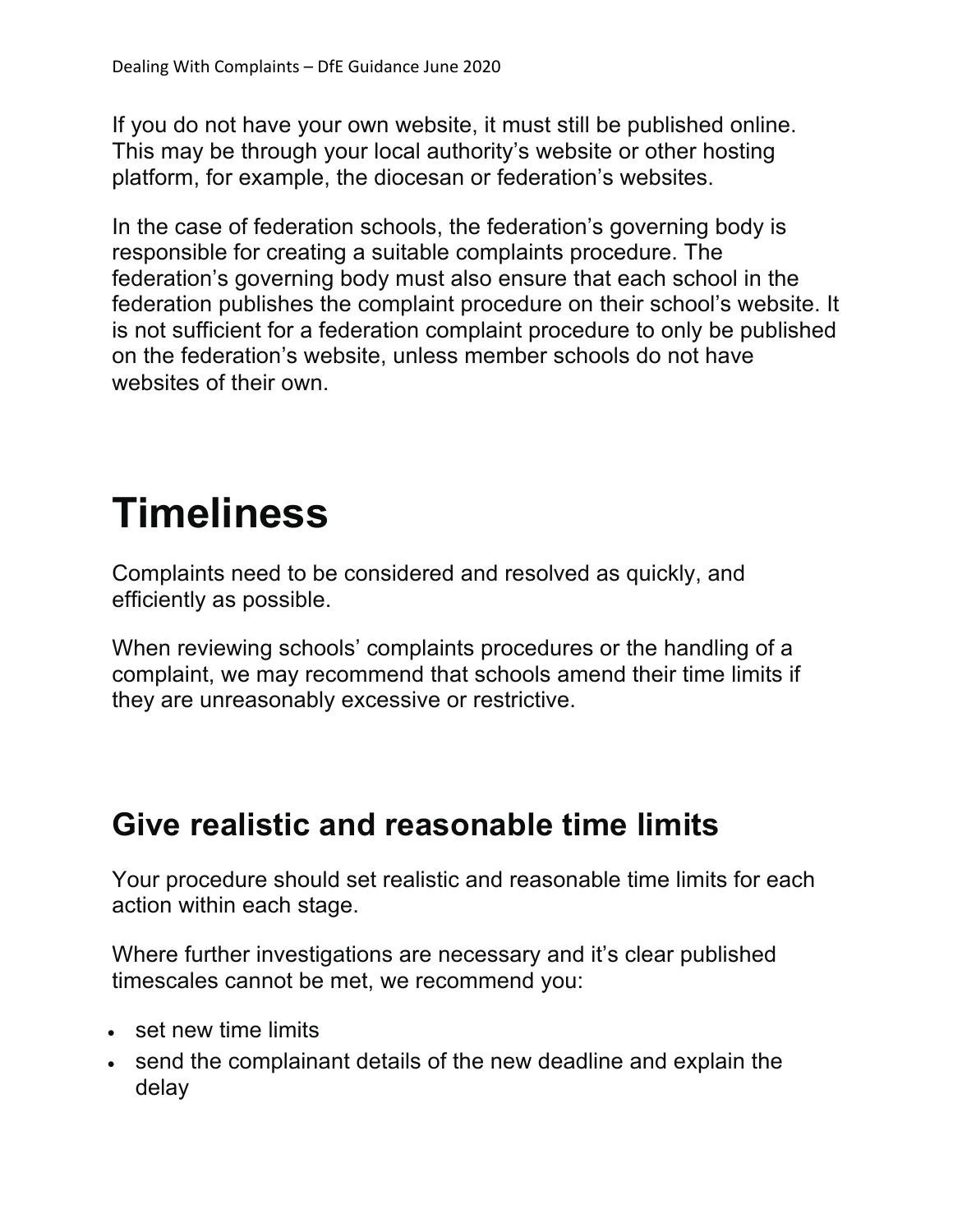If you do not have your own website, it must still be published online. This may be through your local authority's website or other hosting platform, for example, the diocesan or federation's websites.

In the case of federation schools, the federation's governing body is responsible for creating a suitable complaints procedure. The federation's governing body must also ensure that each school in the federation publishes the complaint procedure on their school's website. It is not sufficient for a federation complaint procedure to only be published on the federation's website, unless member schools do not have websites of their own.

# Timeliness

Complaints need to be considered and resolved as quickly, and efficiently as possible.

When reviewing schools' complaints procedures or the handling of a complaint, we may recommend that schools amend their time limits if they are unreasonably excessive or restrictive.

## Give realistic and reasonable time limits

Your procedure should set realistic and reasonable time limits for each action within each stage.

Where further investigations are necessary and it's clear published timescales cannot be met, we recommend you:

- set new time limits
- send the complainant details of the new deadline and explain the delay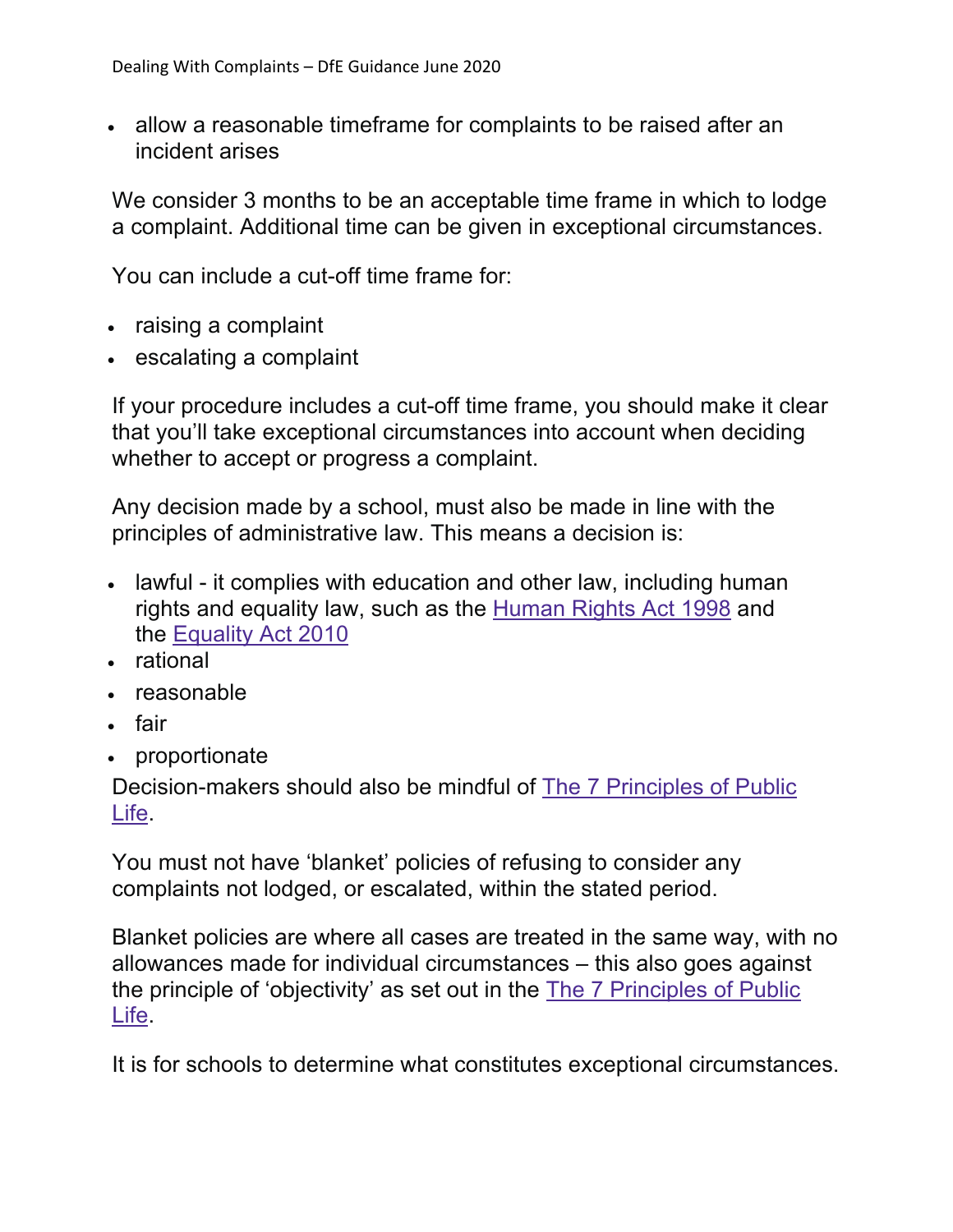- allow a reasonable timeframe for complaints to be raised after an incident arises

We consider 3 months to be an acceptable time frame in which to lodge a complaint. Additional time can be given in exceptional circumstances.

You can include a cut-off time frame for:

- raising a complaint
- escalating a complaint

If your procedure includes a cut-off time frame, you should make it clear that you'll take exceptional circumstances into account when deciding whether to accept or progress a complaint.

Any decision made by a school, must also be made in line with the principles of administrative law. This means a decision is:

- lawful - it complies with education and other law, including human rights and equality law, such as the Human Rights Act 1998 and the Equality Act 2010
- rational
- reasonable
- fair
- proportionate

Decision-makers should also be mindful of The 7 Principles of Public Life.

You must not have 'blanket' policies of refusing to consider any complaints not lodged, or escalated, within the stated period.

Blanket policies are where all cases are treated in the same way, with no allowances made for individual circumstances – this also goes against the principle of 'objectivity' as set out in the The 7 Principles of Public Life.

It is for schools to determine what constitutes exceptional circumstances.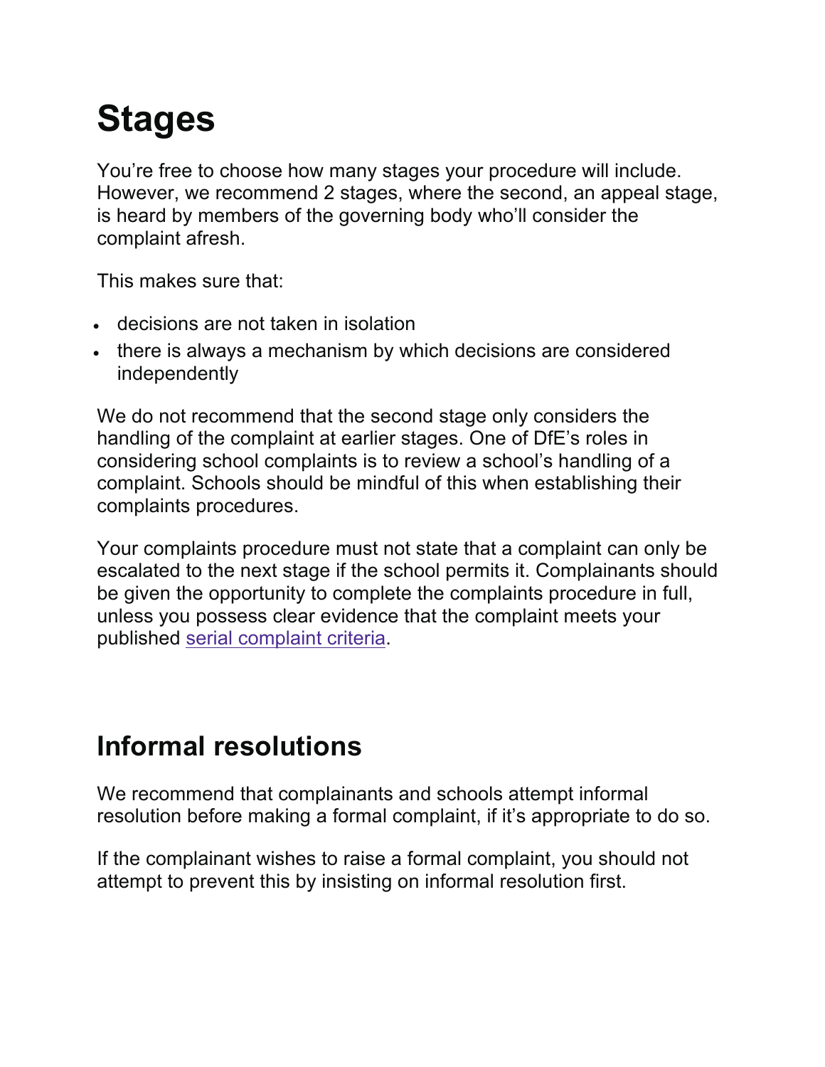# Stages

You're free to choose how many stages your procedure will include. However, we recommend 2 stages, where the second, an appeal stage, is heard by members of the governing body who'll consider the complaint afresh.

This makes sure that:

- decisions are not taken in isolation
- there is always a mechanism by which decisions are considered independently

We do not recommend that the second stage only considers the handling of the complaint at earlier stages. One of DfE's roles in considering school complaints is to review a school's handling of a complaint. Schools should be mindful of this when establishing their complaints procedures.

Your complaints procedure must not state that a complaint can only be escalated to the next stage if the school permits it. Complainants should be given the opportunity to complete the complaints procedure in full, unless you possess clear evidence that the complaint meets your published serial complaint criteria.

## Informal resolutions

We recommend that complainants and schools attempt informal resolution before making a formal complaint, if it's appropriate to do so.

If the complainant wishes to raise a formal complaint, you should not attempt to prevent this by insisting on informal resolution first.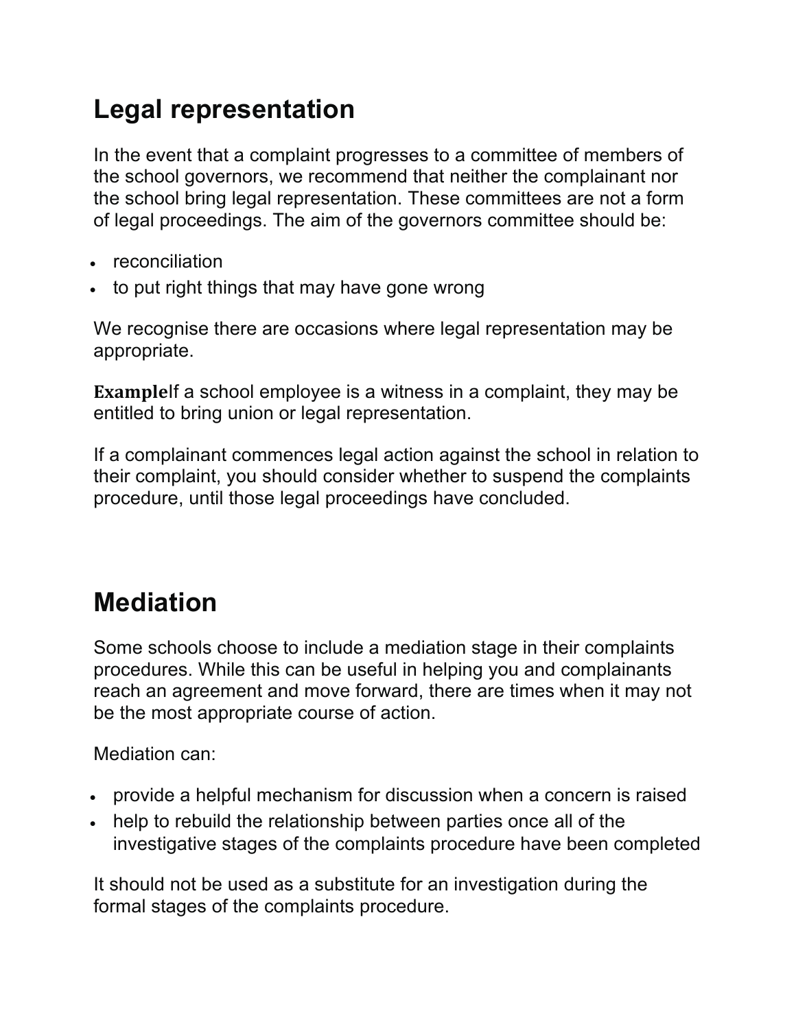## Legal representation

In the event that a complaint progresses to a committee of members of the school governors, we recommend that neither the complainant nor the school bring legal representation. These committees are not a form of legal proceedings. The aim of the governors committee should be:

- reconciliation
- to put right things that may have gone wrong

We recognise there are occasions where legal representation may be appropriate.

**Example**If a school employee is a witness in a complaint, they may be entitled to bring union or legal representation.

If a complainant commences legal action against the school in relation to their complaint, you should consider whether to suspend the complaints procedure, until those legal proceedings have concluded.

## Mediation

Some schools choose to include a mediation stage in their complaints procedures. While this can be useful in helping you and complainants reach an agreement and move forward, there are times when it may not be the most appropriate course of action.

Mediation can:

- provide a helpful mechanism for discussion when a concern is raised
- help to rebuild the relationship between parties once all of the investigative stages of the complaints procedure have been completed

It should not be used as a substitute for an investigation during the formal stages of the complaints procedure.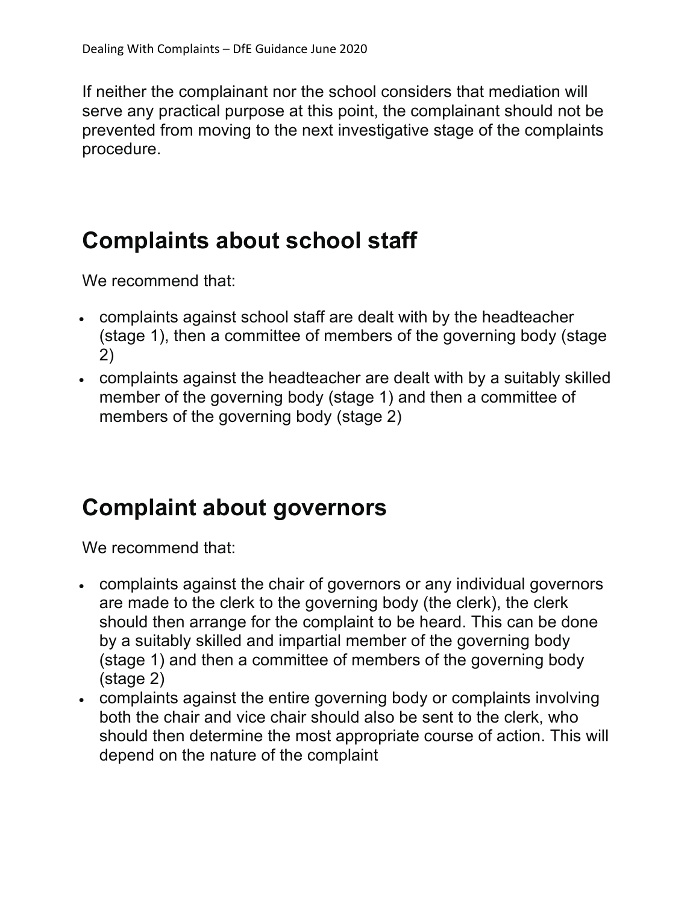If neither the complainant nor the school considers that mediation will serve any practical purpose at this point, the complainant should not be prevented from moving to the next investigative stage of the complaints procedure.

## Complaints about school staff

We recommend that:

- complaints against school staff are dealt with by the headteacher (stage 1), then a committee of members of the governing body (stage 2)
- complaints against the headteacher are dealt with by a suitably skilled member of the governing body (stage 1) and then a committee of members of the governing body (stage 2)

## Complaint about governors

We recommend that:

- complaints against the chair of governors or any individual governors are made to the clerk to the governing body (the clerk), the clerk should then arrange for the complaint to be heard. This can be done by a suitably skilled and impartial member of the governing body (stage 1) and then a committee of members of the governing body (stage 2)
- complaints against the entire governing body or complaints involving both the chair and vice chair should also be sent to the clerk, who should then determine the most appropriate course of action. This will depend on the nature of the complaint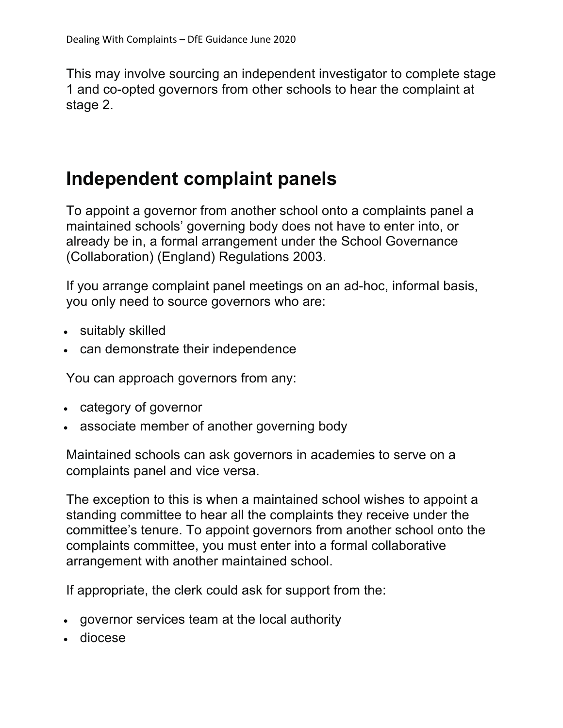This may involve sourcing an independent investigator to complete stage 1 and co-opted governors from other schools to hear the complaint at stage 2.

## Independent complaint panels

To appoint a governor from another school onto a complaints panel a maintained schools' governing body does not have to enter into, or already be in, a formal arrangement under the School Governance (Collaboration) (England) Regulations 2003.

If you arrange complaint panel meetings on an ad-hoc, informal basis, you only need to source governors who are:

- suitably skilled
- can demonstrate their independence

You can approach governors from any:

- category of governor
- associate member of another governing body

Maintained schools can ask governors in academies to serve on a complaints panel and vice versa.

The exception to this is when a maintained school wishes to appoint a standing committee to hear all the complaints they receive under the committee's tenure. To appoint governors from another school onto the complaints committee, you must enter into a formal collaborative arrangement with another maintained school.

If appropriate, the clerk could ask for support from the:

- governor services team at the local authority
- diocese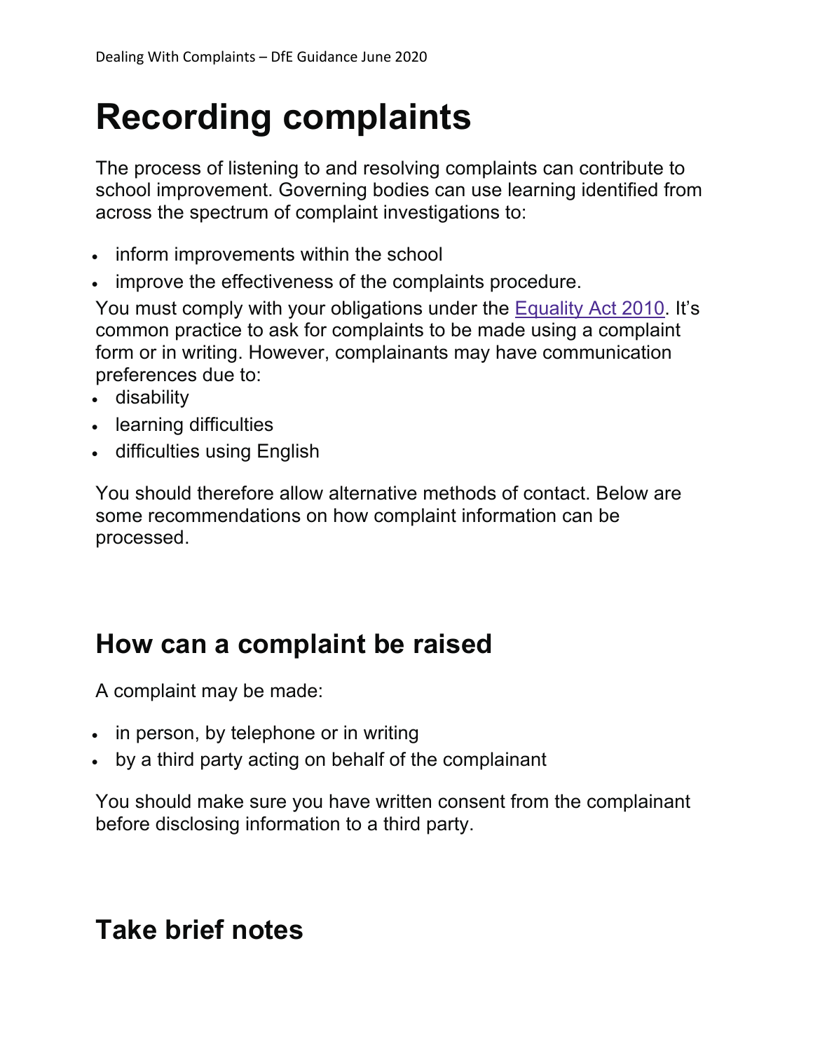# Recording complaints

The process of listening to and resolving complaints can contribute to school improvement. Governing bodies can use learning identified from across the spectrum of complaint investigations to:

- inform improvements within the school
- improve the effectiveness of the complaints procedure.

You must comply with your obligations under the [Equality Act 2010](). It's common practice to ask for complaints to be made using a complaint form or in writing. However, complainants may have communication preferences due to:

- disability
- learning difficulties
- difficulties using English

You should therefore allow alternative methods of contact. Below are some recommendations on how complaint information can be processed.

## How can a complaint be raised

A complaint may be made:

- in person, by telephone or in writing
- by a third party acting on behalf of the complainant

You should make sure you have written consent from the complainant before disclosing information to a third party.

## Take brief notes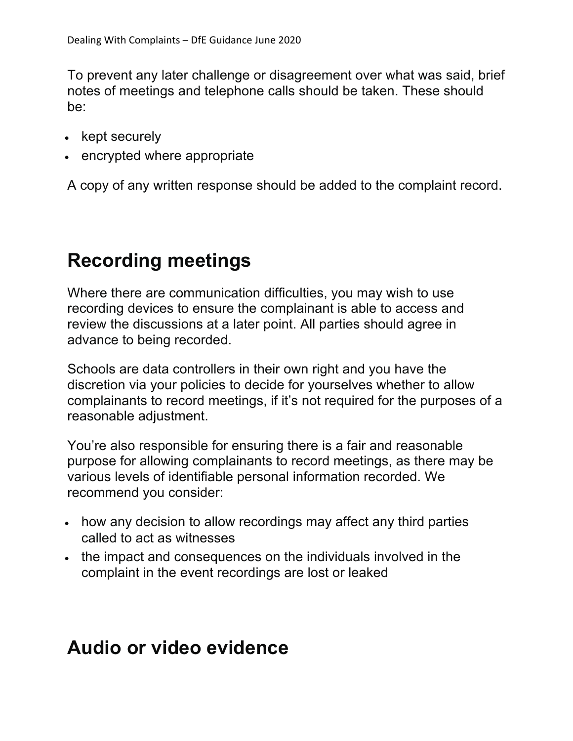To prevent any later challenge or disagreement over what was said, brief notes of meetings and telephone calls should be taken. These should be:

- kept securely
- encrypted where appropriate

A copy of any written response should be added to the complaint record.

## Recording meetings

Where there are communication difficulties, you may wish to use recording devices to ensure the complainant is able to access and review the discussions at a later point. All parties should agree in advance to being recorded.

Schools are data controllers in their own right and you have the discretion via your policies to decide for yourselves whether to allow complainants to record meetings, if it's not required for the purposes of a reasonable adjustment.

You're also responsible for ensuring there is a fair and reasonable purpose for allowing complainants to record meetings, as there may be various levels of identifiable personal information recorded. We recommend you consider:

- how any decision to allow recordings may affect any third parties called to act as witnesses
- the impact and consequences on the individuals involved in the complaint in the event recordings are lost or leaked

## Audio or video evidence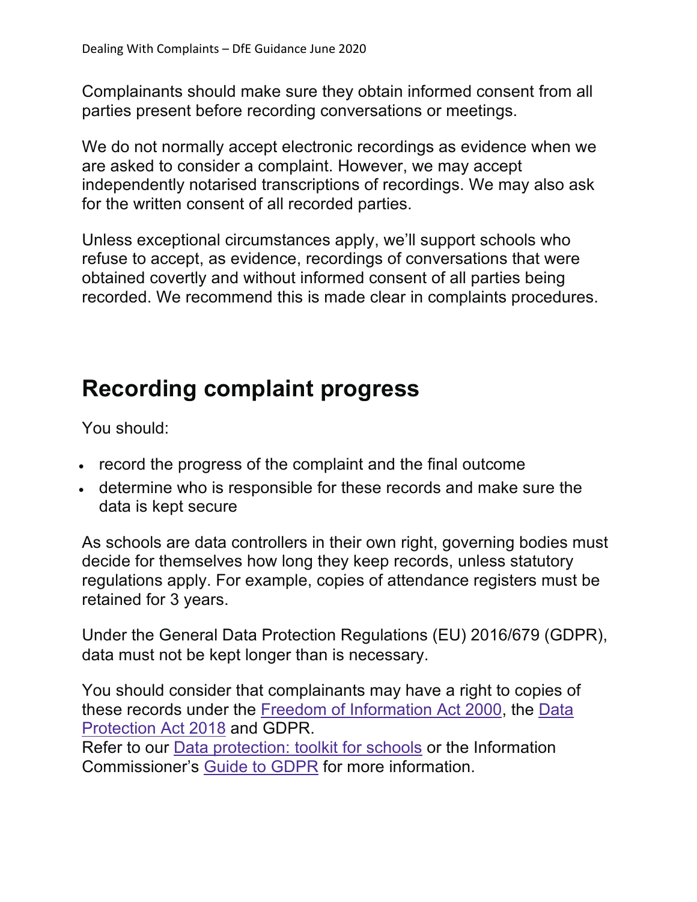Complainants should make sure they obtain informed consent from all parties present before recording conversations or meetings.

We do not normally accept electronic recordings as evidence when we are asked to consider a complaint. However, we may accept independently notarised transcriptions of recordings. We may also ask for the written consent of all recorded parties.

Unless exceptional circumstances apply, we'll support schools who refuse to accept, as evidence, recordings of conversations that were obtained covertly and without informed consent of all parties being recorded. We recommend this is made clear in complaints procedures.

## Recording complaint progress

You should:

- record the progress of the complaint and the final outcome
- determine who is responsible for these records and make sure the data is kept secure

As schools are data controllers in their own right, governing bodies must decide for themselves how long they keep records, unless statutory regulations apply. For example, copies of attendance registers must be retained for 3 years.

Under the General Data Protection Regulations (EU) 2016/679 (GDPR), data must not be kept longer than is necessary.

You should consider that complainants may have a right to copies of these records under the Freedom of Information Act 2000, the Data Protection Act 2018 and GDPR.
Refer to our Data protection: toolkit for schools or the Information Commissioner's Guide to GDPR for more information.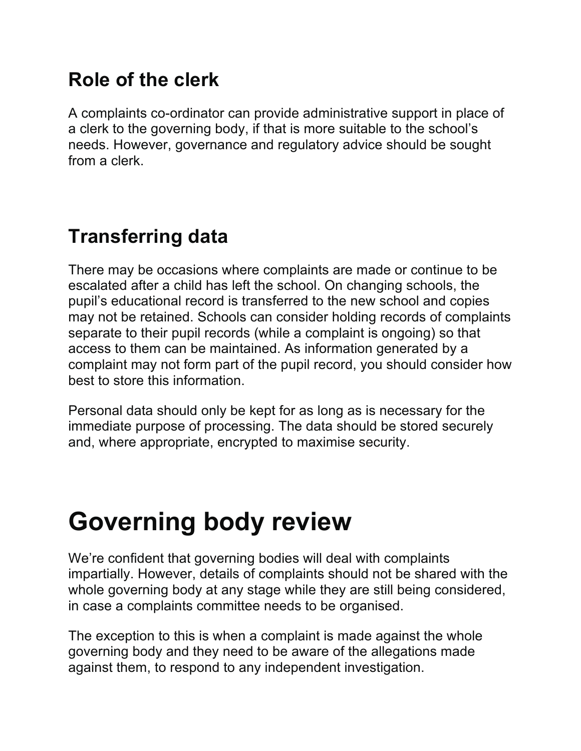## Role of the clerk

A complaints co-ordinator can provide administrative support in place of a clerk to the governing body, if that is more suitable to the school's needs. However, governance and regulatory advice should be sought from a clerk.

## Transferring data

There may be occasions where complaints are made or continue to be escalated after a child has left the school. On changing schools, the pupil's educational record is transferred to the new school and copies may not be retained. Schools can consider holding records of complaints separate to their pupil records (while a complaint is ongoing) so that access to them can be maintained. As information generated by a complaint may not form part of the pupil record, you should consider how best to store this information.

Personal data should only be kept for as long as is necessary for the immediate purpose of processing. The data should be stored securely and, where appropriate, encrypted to maximise security.

# Governing body review

We're confident that governing bodies will deal with complaints impartially. However, details of complaints should not be shared with the whole governing body at any stage while they are still being considered, in case a complaints committee needs to be organised.

The exception to this is when a complaint is made against the whole governing body and they need to be aware of the allegations made against them, to respond to any independent investigation.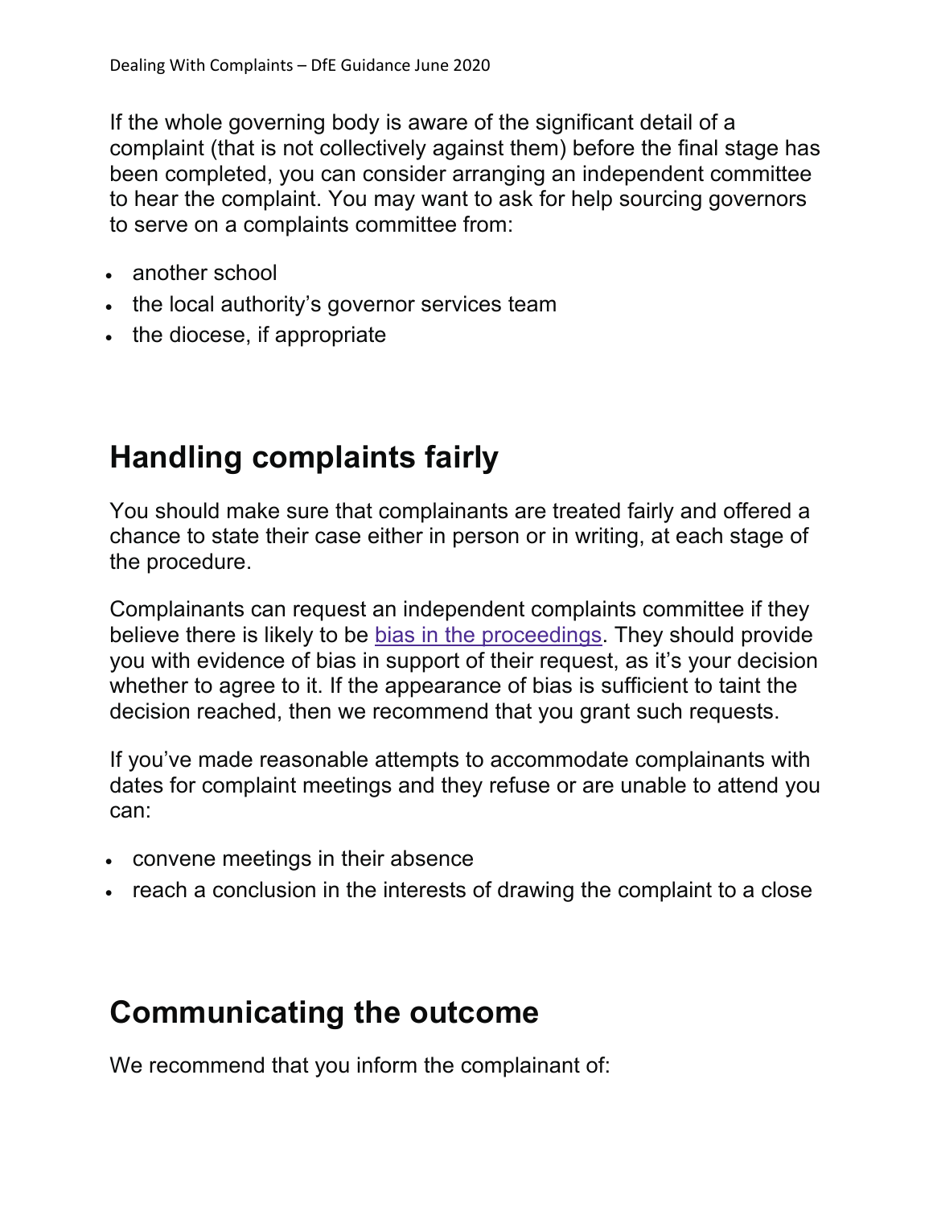If the whole governing body is aware of the significant detail of a complaint (that is not collectively against them) before the final stage has been completed, you can consider arranging an independent committee to hear the complaint. You may want to ask for help sourcing governors to serve on a complaints committee from:

- another school
- the local authority's governor services team
- the diocese, if appropriate

## Handling complaints fairly

You should make sure that complainants are treated fairly and offered a chance to state their case either in person or in writing, at each stage of the procedure.

Complainants can request an independent complaints committee if they believe there is likely to be bias in the proceedings. They should provide you with evidence of bias in support of their request, as it's your decision whether to agree to it. If the appearance of bias is sufficient to taint the decision reached, then we recommend that you grant such requests.

If you've made reasonable attempts to accommodate complainants with dates for complaint meetings and they refuse or are unable to attend you can:

- convene meetings in their absence
- reach a conclusion in the interests of drawing the complaint to a close

## Communicating the outcome

We recommend that you inform the complainant of: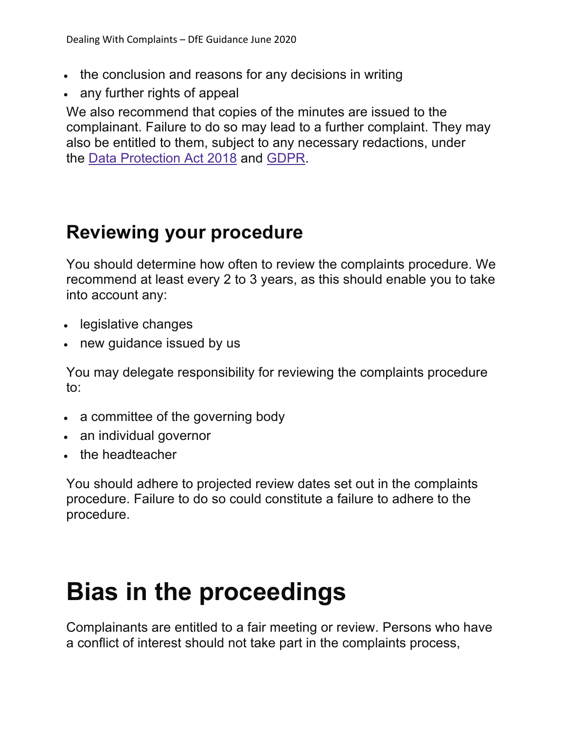- the conclusion and reasons for any decisions in writing
- any further rights of appeal

We also recommend that copies of the minutes are issued to the complainant. Failure to do so may lead to a further complaint. They may also be entitled to them, subject to any necessary redactions, under the [Data Protection Act 2018](https://www.legislation.gov.uk/ukpga/2018/12/contents) and [GDPR](https://www.gov.uk/government/publications/guide-to-the-general-data-protection-regulation).

## Reviewing your procedure

You should determine how often to review the complaints procedure. We recommend at least every 2 to 3 years, as this should enable you to take into account any:

- legislative changes
- new guidance issued by us

You may delegate responsibility for reviewing the complaints procedure to:

- a committee of the governing body
- an individual governor
- the headteacher

You should adhere to projected review dates set out in the complaints procedure. Failure to do so could constitute a failure to adhere to the procedure.

# Bias in the proceedings

Complainants are entitled to a fair meeting or review. Persons who have a conflict of interest should not take part in the complaints process,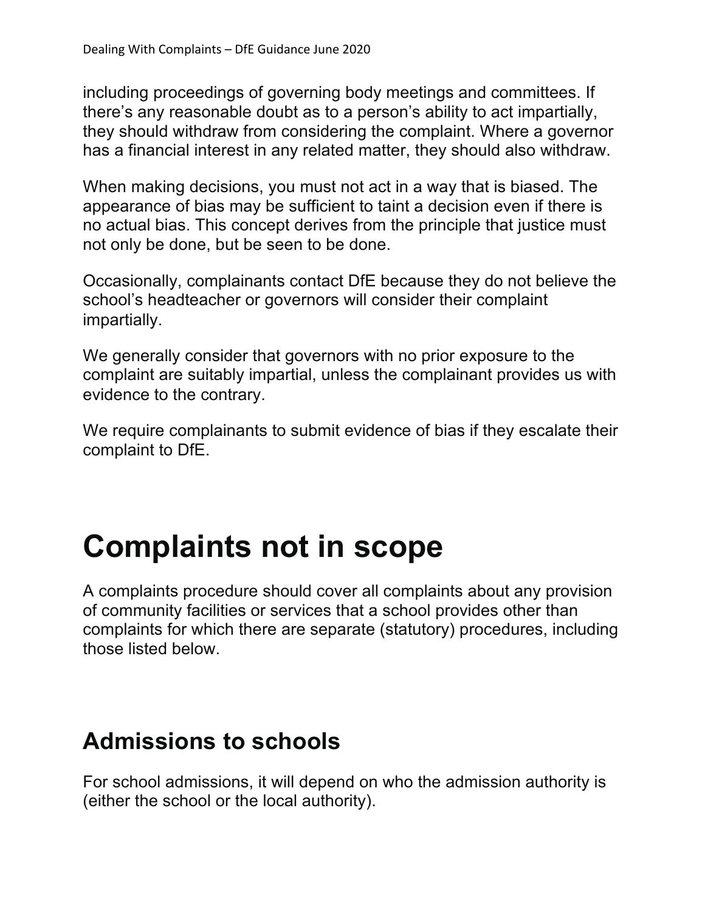including proceedings of governing body meetings and committees. If there's any reasonable doubt as to a person's ability to act impartially, they should withdraw from considering the complaint. Where a governor has a financial interest in any related matter, they should also withdraw.

When making decisions, you must not act in a way that is biased. The appearance of bias may be sufficient to taint a decision even if there is no actual bias. This concept derives from the principle that justice must not only be done, but be seen to be done.

Occasionally, complainants contact DfE because they do not believe the school's headteacher or governors will consider their complaint impartially.

We generally consider that governors with no prior exposure to the complaint are suitably impartial, unless the complainant provides us with evidence to the contrary.

We require complainants to submit evidence of bias if they escalate their complaint to DfE.

# Complaints not in scope

A complaints procedure should cover all complaints about any provision of community facilities or services that a school provides other than complaints for which there are separate (statutory) procedures, including those listed below.

## Admissions to schools

For school admissions, it will depend on who the admission authority is (either the school or the local authority).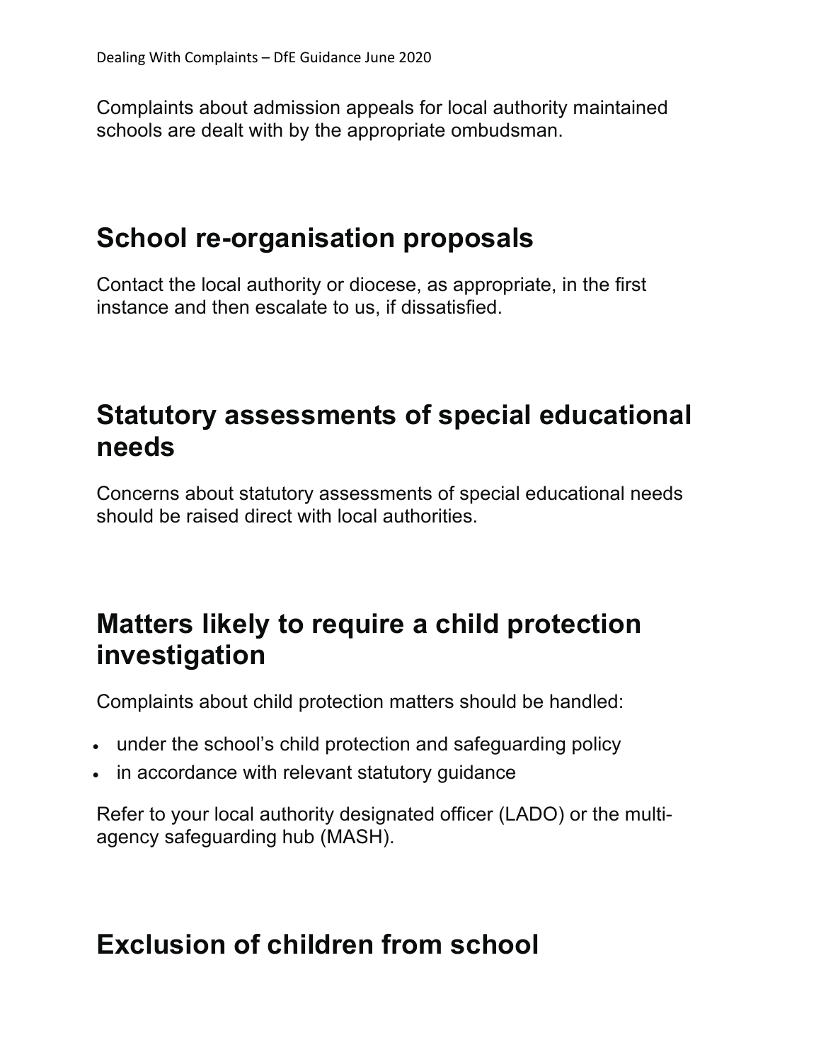Complaints about admission appeals for local authority maintained schools are dealt with by the appropriate ombudsman.

## School re-organisation proposals

Contact the local authority or diocese, as appropriate, in the first instance and then escalate to us, if dissatisfied.

## Statutory assessments of special educational needs

Concerns about statutory assessments of special educational needs should be raised direct with local authorities.

## Matters likely to require a child protection investigation

Complaints about child protection matters should be handled:

- under the school's child protection and safeguarding policy
- in accordance with relevant statutory guidance

Refer to your local authority designated officer (LADO) or the multi-agency safeguarding hub (MASH).

## Exclusion of children from school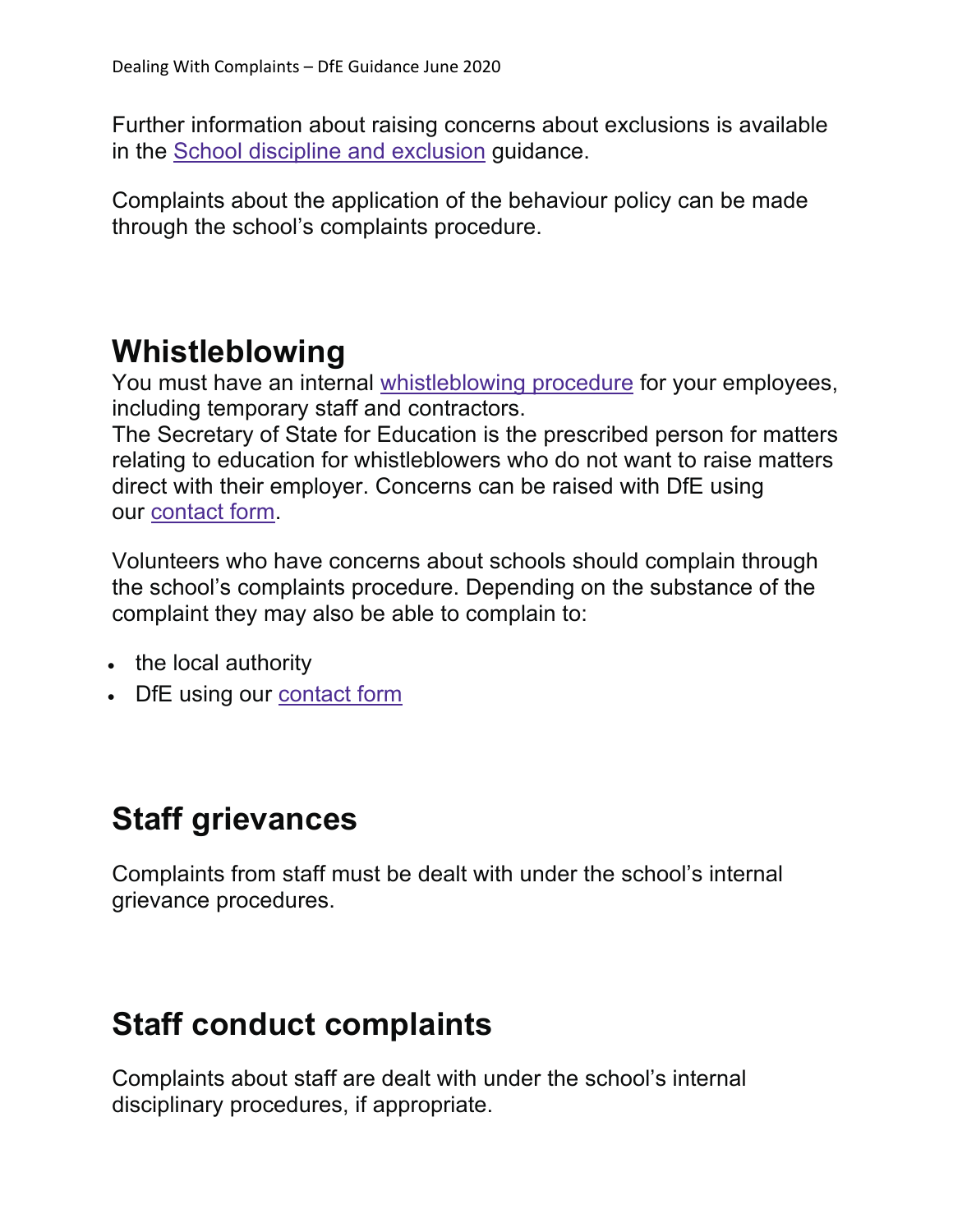Further information about raising concerns about exclusions is available in the School discipline and exclusion guidance.

Complaints about the application of the behaviour policy can be made through the school's complaints procedure.

## Whistleblowing

You must have an internal whistleblowing procedure for your employees, including temporary staff and contractors.
The Secretary of State for Education is the prescribed person for matters relating to education for whistleblowers who do not want to raise matters direct with their employer. Concerns can be raised with DfE using our contact form.

Volunteers who have concerns about schools should complain through the school's complaints procedure. Depending on the substance of the complaint they may also be able to complain to:

- the local authority
- DfE using our contact form

## Staff grievances

Complaints from staff must be dealt with under the school's internal grievance procedures.

## Staff conduct complaints

Complaints about staff are dealt with under the school's internal disciplinary procedures, if appropriate.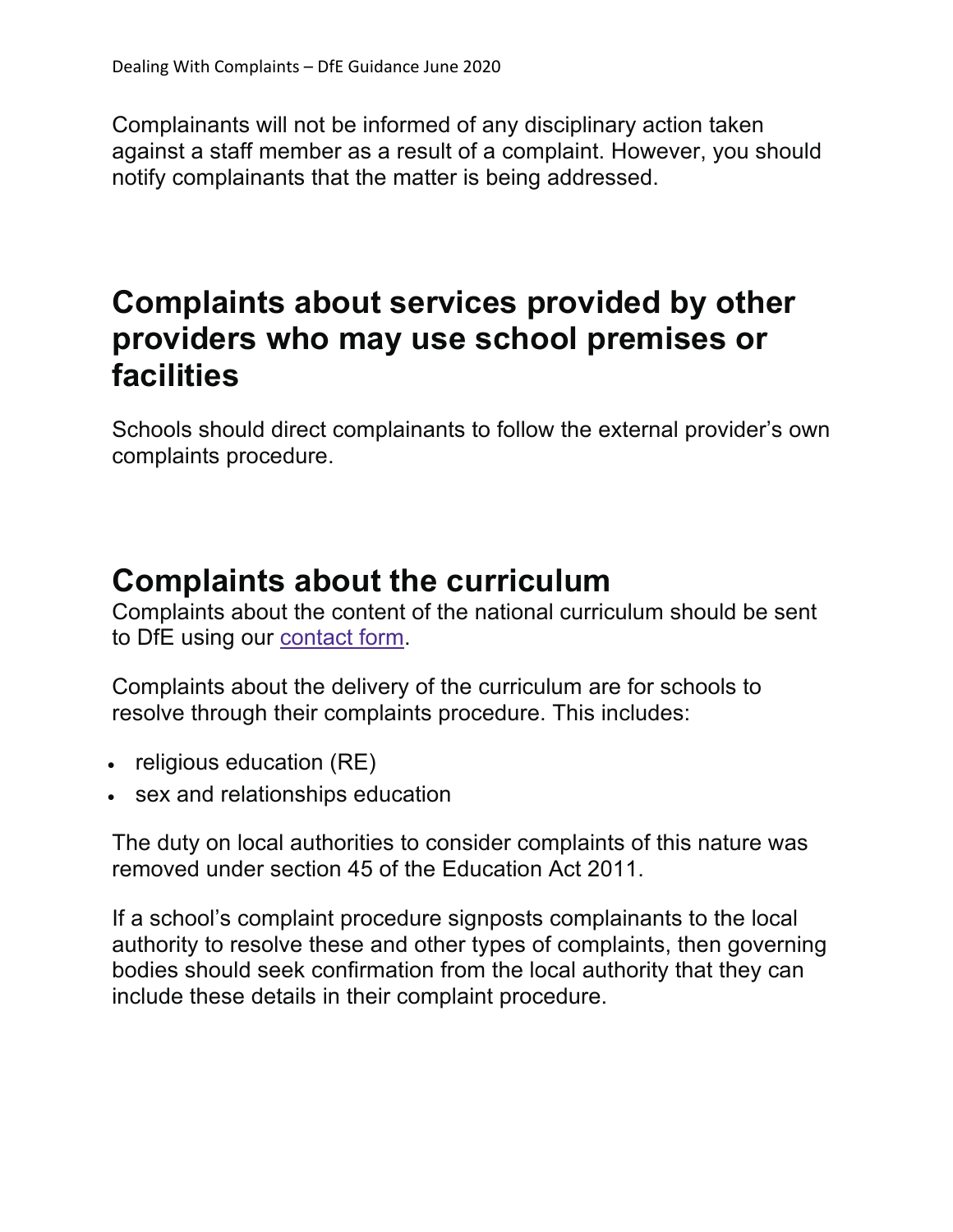Complainants will not be informed of any disciplinary action taken against a staff member as a result of a complaint. However, you should notify complainants that the matter is being addressed.

## Complaints about services provided by other providers who may use school premises or facilities

Schools should direct complainants to follow the external provider's own complaints procedure.

## Complaints about the curriculum

Complaints about the content of the national curriculum should be sent to DfE using our [contact form](contact form).

Complaints about the delivery of the curriculum are for schools to resolve through their complaints procedure. This includes:

- religious education (RE)
- sex and relationships education

The duty on local authorities to consider complaints of this nature was removed under section 45 of the Education Act 2011.

If a school's complaint procedure signposts complainants to the local authority to resolve these and other types of complaints, then governing bodies should seek confirmation from the local authority that they can include these details in their complaint procedure.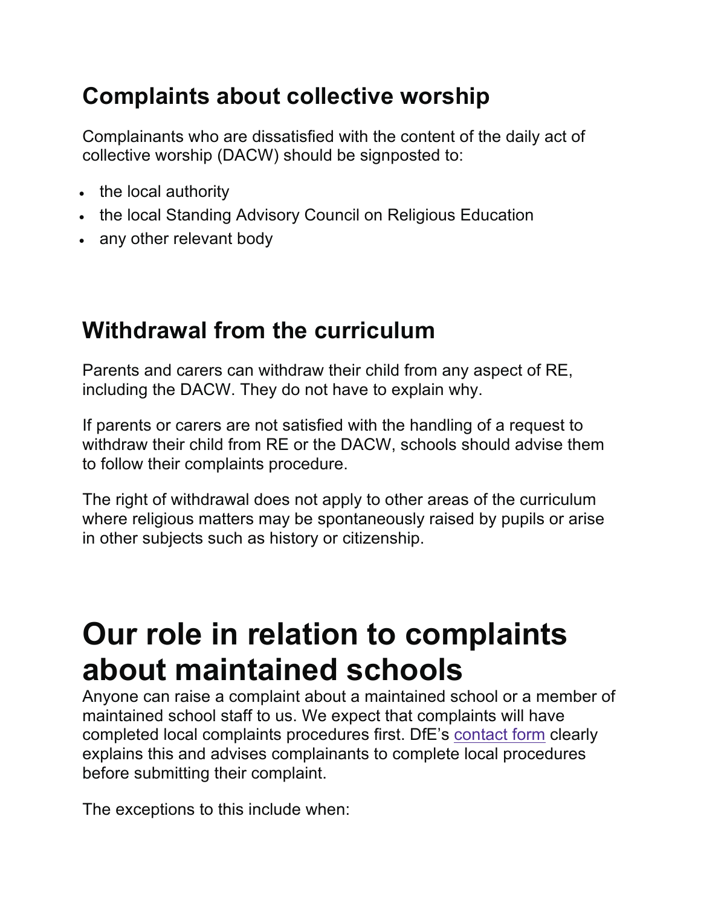## Complaints about collective worship

Complainants who are dissatisfied with the content of the daily act of collective worship (DACW) should be signposted to:

- the local authority
- the local Standing Advisory Council on Religious Education
- any other relevant body

## Withdrawal from the curriculum

Parents and carers can withdraw their child from any aspect of RE, including the DACW. They do not have to explain why.

If parents or carers are not satisfied with the handling of a request to withdraw their child from RE or the DACW, schools should advise them to follow their complaints procedure.

The right of withdrawal does not apply to other areas of the curriculum where religious matters may be spontaneously raised by pupils or arise in other subjects such as history or citizenship.

# Our role in relation to complaints about maintained schools

Anyone can raise a complaint about a maintained school or a member of maintained school staff to us. We expect that complaints will have completed local complaints procedures first. DfE's contact form clearly explains this and advises complainants to complete local procedures before submitting their complaint.

The exceptions to this include when: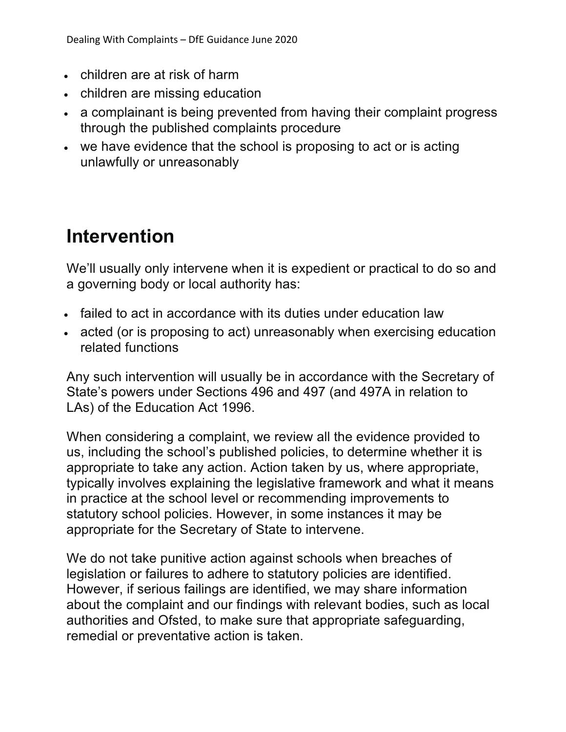- children are at risk of harm
- children are missing education
- a complainant is being prevented from having their complaint progress through the published complaints procedure
- we have evidence that the school is proposing to act or is acting unlawfully or unreasonably

## Intervention

We'll usually only intervene when it is expedient or practical to do so and a governing body or local authority has:

- failed to act in accordance with its duties under education law
- acted (or is proposing to act) unreasonably when exercising education related functions

Any such intervention will usually be in accordance with the Secretary of State's powers under Sections 496 and 497 (and 497A in relation to LAs) of the Education Act 1996.

When considering a complaint, we review all the evidence provided to us, including the school's published policies, to determine whether it is appropriate to take any action. Action taken by us, where appropriate, typically involves explaining the legislative framework and what it means in practice at the school level or recommending improvements to statutory school policies. However, in some instances it may be appropriate for the Secretary of State to intervene.

We do not take punitive action against schools when breaches of legislation or failures to adhere to statutory policies are identified. However, if serious failings are identified, we may share information about the complaint and our findings with relevant bodies, such as local authorities and Ofsted, to make sure that appropriate safeguarding, remedial or preventative action is taken.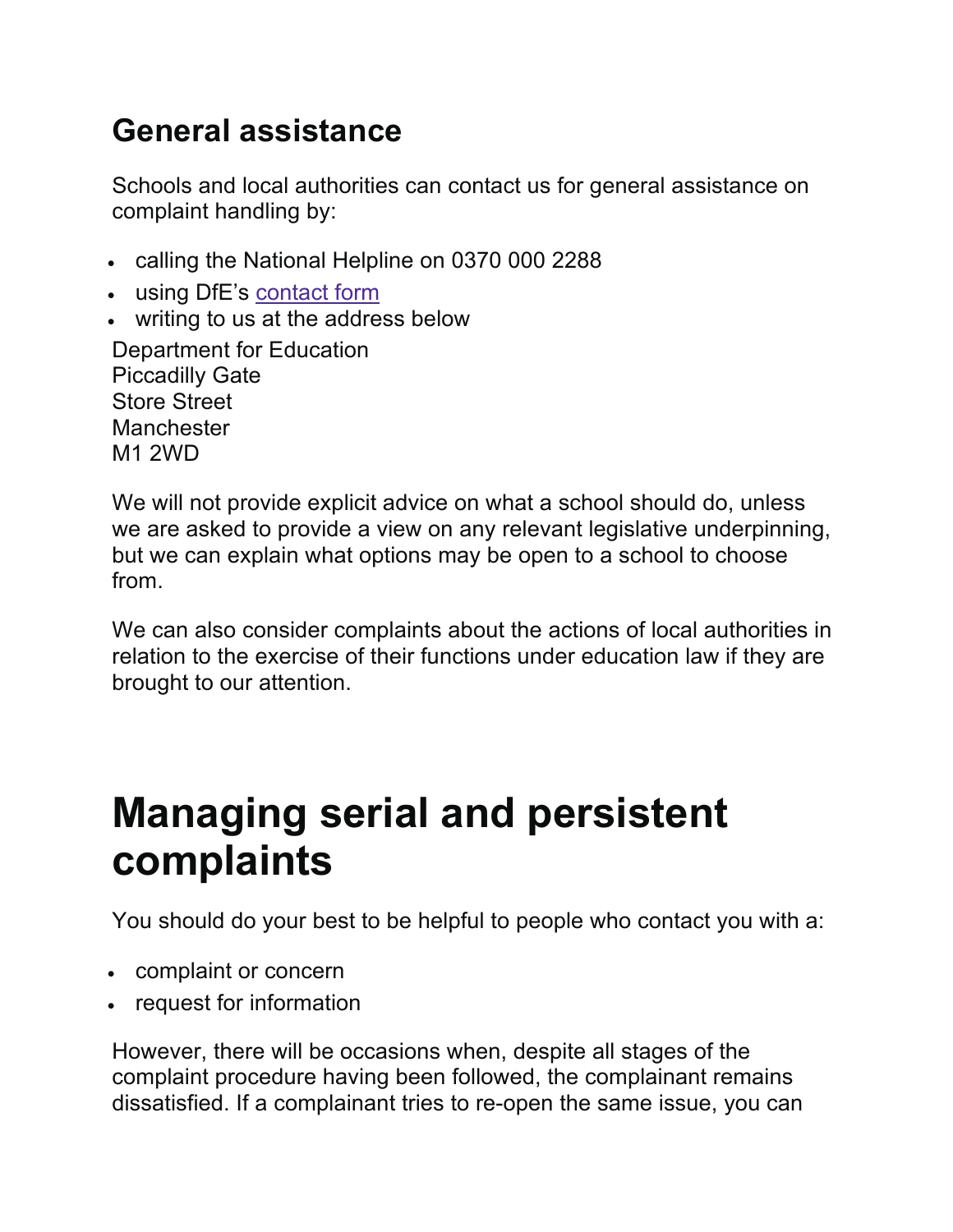## General assistance

Schools and local authorities can contact us for general assistance on complaint handling by:

- calling the National Helpline on 0370 000 2288
- using DfE's contact form
- writing to us at the address below

Department for Education
Piccadilly Gate
Store Street
Manchester
M1 2WD

We will not provide explicit advice on what a school should do, unless we are asked to provide a view on any relevant legislative underpinning, but we can explain what options may be open to a school to choose from.

We can also consider complaints about the actions of local authorities in relation to the exercise of their functions under education law if they are brought to our attention.

# Managing serial and persistent complaints

You should do your best to be helpful to people who contact you with a:

- complaint or concern
- request for information

However, there will be occasions when, despite all stages of the complaint procedure having been followed, the complainant remains dissatisfied. If a complainant tries to re-open the same issue, you can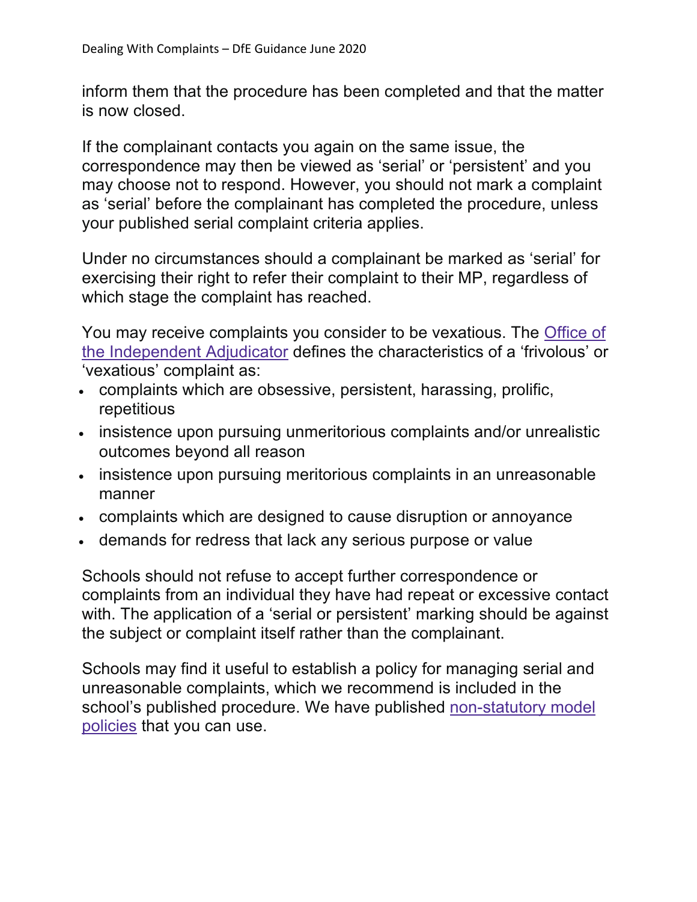inform them that the procedure has been completed and that the matter is now closed.

If the complainant contacts you again on the same issue, the correspondence may then be viewed as 'serial' or 'persistent' and you may choose not to respond. However, you should not mark a complaint as 'serial' before the complainant has completed the procedure, unless your published serial complaint criteria applies.

Under no circumstances should a complainant be marked as 'serial' for exercising their right to refer their complaint to their MP, regardless of which stage the complaint has reached.

You may receive complaints you consider to be vexatious. The Office of the Independent Adjudicator defines the characteristics of a 'frivolous' or 'vexatious' complaint as:

- complaints which are obsessive, persistent, harassing, prolific, repetitious
- insistence upon pursuing unmeritorious complaints and/or unrealistic outcomes beyond all reason
- insistence upon pursuing meritorious complaints in an unreasonable manner
- complaints which are designed to cause disruption or annoyance
- demands for redress that lack any serious purpose or value

Schools should not refuse to accept further correspondence or complaints from an individual they have had repeat or excessive contact with. The application of a 'serial or persistent' marking should be against the subject or complaint itself rather than the complainant.

Schools may find it useful to establish a policy for managing serial and unreasonable complaints, which we recommend is included in the school's published procedure. We have published non-statutory model policies that you can use.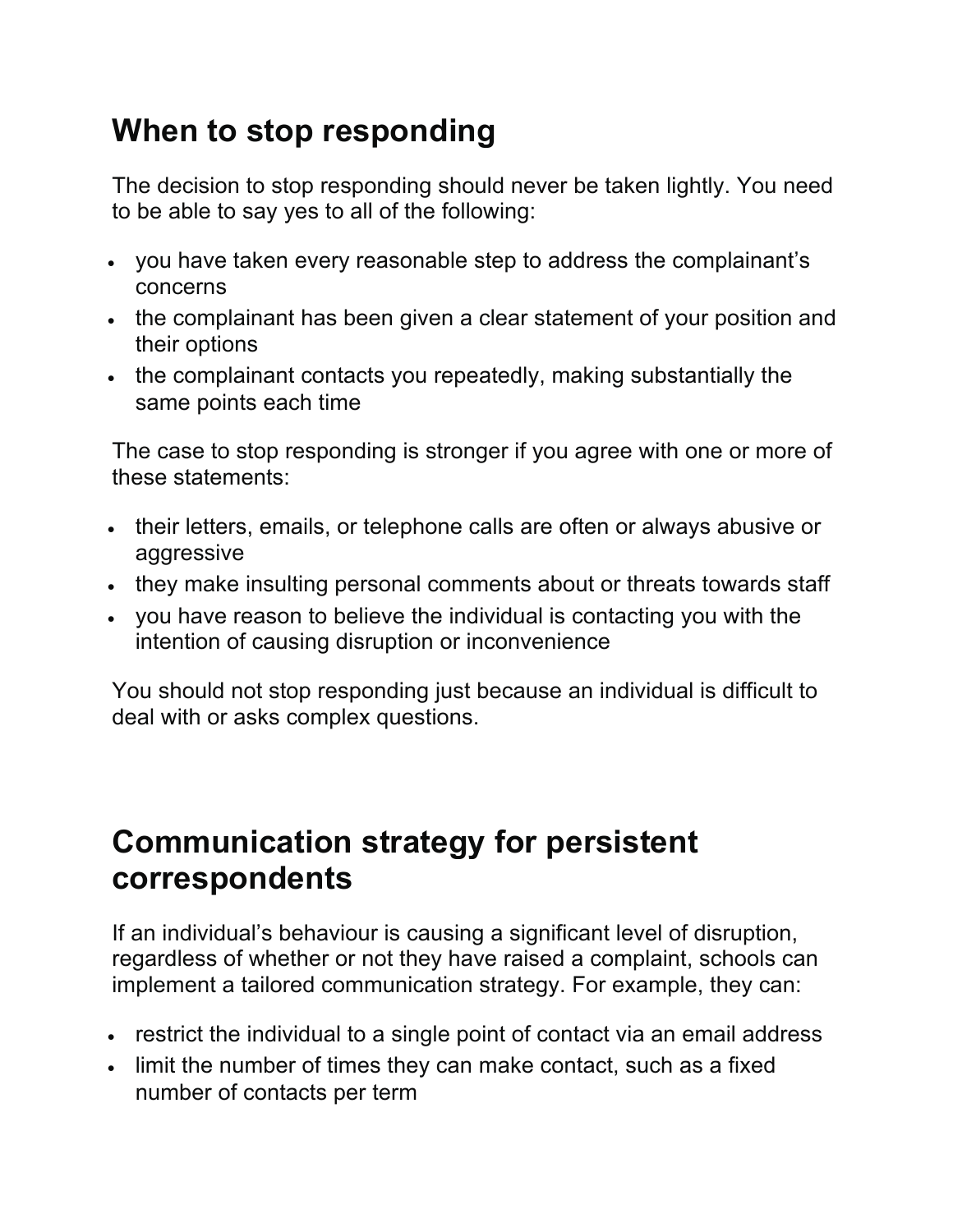## When to stop responding

The decision to stop responding should never be taken lightly. You need to be able to say yes to all of the following:

- you have taken every reasonable step to address the complainant's concerns
- the complainant has been given a clear statement of your position and their options
- the complainant contacts you repeatedly, making substantially the same points each time

The case to stop responding is stronger if you agree with one or more of these statements:

- their letters, emails, or telephone calls are often or always abusive or aggressive
- they make insulting personal comments about or threats towards staff
- you have reason to believe the individual is contacting you with the intention of causing disruption or inconvenience

You should not stop responding just because an individual is difficult to deal with or asks complex questions.

## Communication strategy for persistent correspondents

If an individual's behaviour is causing a significant level of disruption, regardless of whether or not they have raised a complaint, schools can implement a tailored communication strategy. For example, they can:

- restrict the individual to a single point of contact via an email address
- limit the number of times they can make contact, such as a fixed number of contacts per term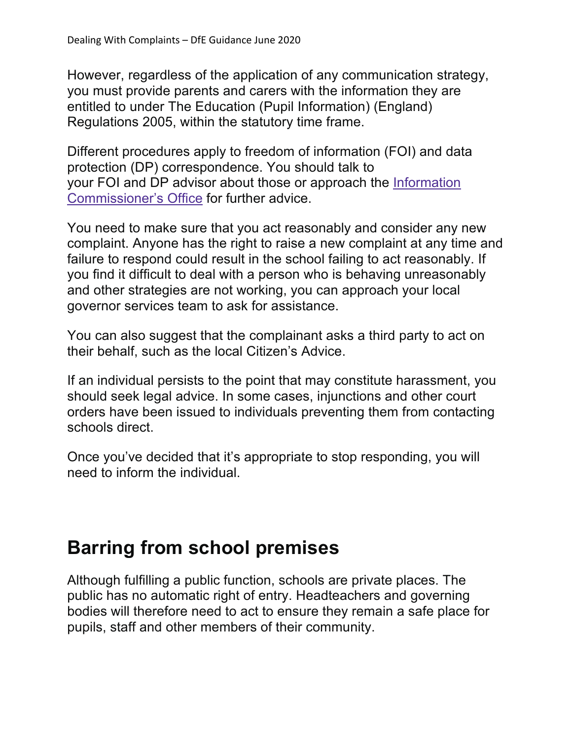However, regardless of the application of any communication strategy, you must provide parents and carers with the information they are entitled to under The Education (Pupil Information) (England) Regulations 2005, within the statutory time frame.

Different procedures apply to freedom of information (FOI) and data protection (DP) correspondence. You should talk to your FOI and DP advisor about those or approach the [Information Commissioner's Office]() for further advice.

You need to make sure that you act reasonably and consider any new complaint. Anyone has the right to raise a new complaint at any time and failure to respond could result in the school failing to act reasonably. If you find it difficult to deal with a person who is behaving unreasonably and other strategies are not working, you can approach your local governor services team to ask for assistance.

You can also suggest that the complainant asks a third party to act on their behalf, such as the local Citizen's Advice.

If an individual persists to the point that may constitute harassment, you should seek legal advice. In some cases, injunctions and other court orders have been issued to individuals preventing them from contacting schools direct.

Once you've decided that it's appropriate to stop responding, you will need to inform the individual.

## Barring from school premises

Although fulfilling a public function, schools are private places. The public has no automatic right of entry. Headteachers and governing bodies will therefore need to act to ensure they remain a safe place for pupils, staff and other members of their community.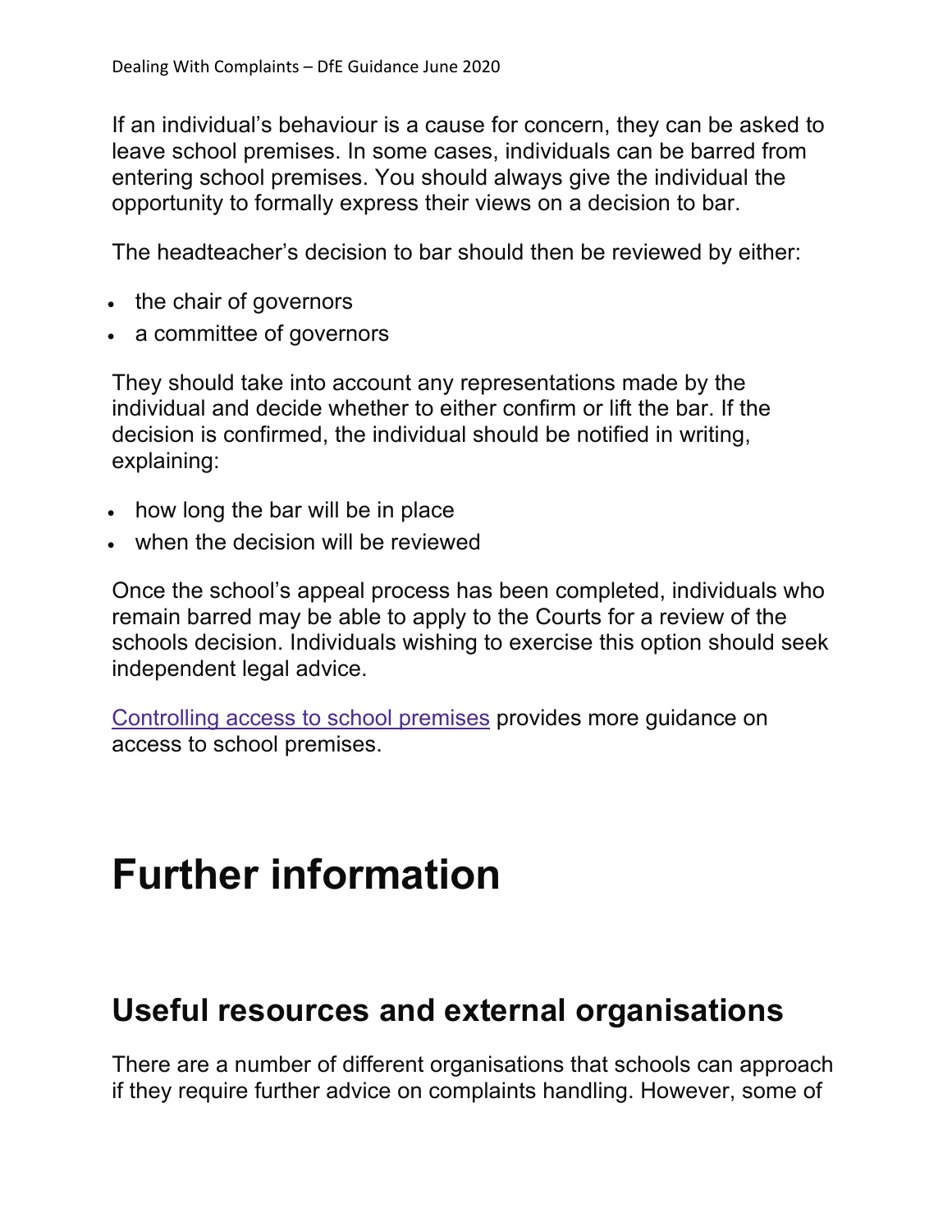If an individual's behaviour is a cause for concern, they can be asked to leave school premises. In some cases, individuals can be barred from entering school premises. You should always give the individual the opportunity to formally express their views on a decision to bar.

The headteacher's decision to bar should then be reviewed by either:

- the chair of governors
- a committee of governors

They should take into account any representations made by the individual and decide whether to either confirm or lift the bar. If the decision is confirmed, the individual should be notified in writing, explaining:

- how long the bar will be in place
- when the decision will be reviewed

Once the school's appeal process has been completed, individuals who remain barred may be able to apply to the Courts for a review of the schools decision. Individuals wishing to exercise this option should seek independent legal advice.

Controlling access to school premises provides more guidance on access to school premises.

# Further information

## Useful resources and external organisations

There are a number of different organisations that schools can approach if they require further advice on complaints handling. However, some of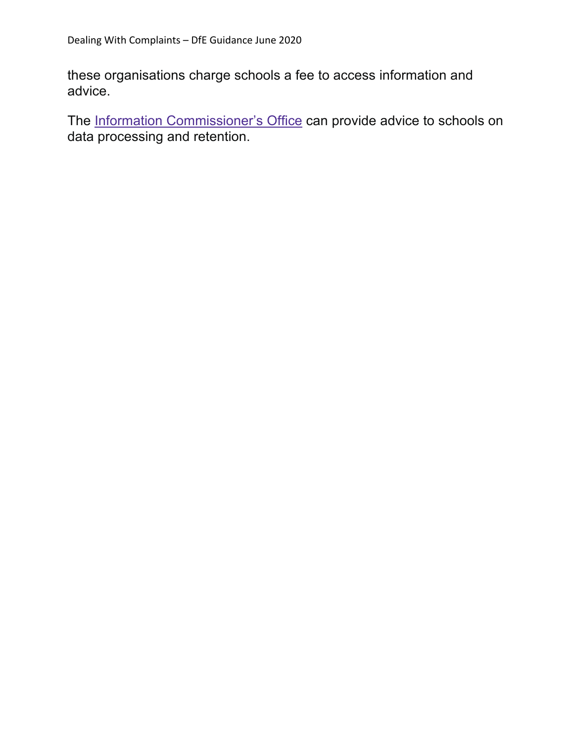these organisations charge schools a fee to access information and advice.

The Information Commissioner's Office can provide advice to schools on data processing and retention.